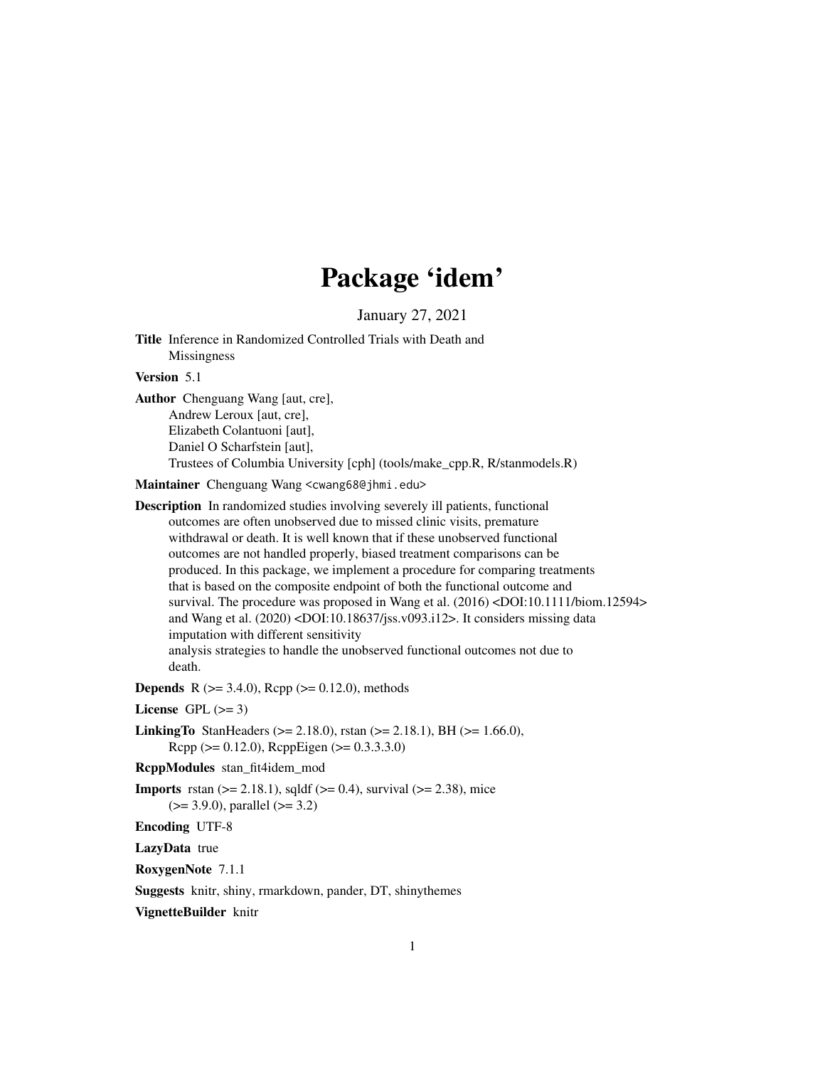# Package 'idem'

January 27, 2021

**Title** Inference in Randomized Controlled Trials with Death and Missingness

**Version** 5.1

**Author** Chenguang Wang [aut, cre],
Andrew Leroux [aut, cre],
Elizabeth Colantuoni [aut],
Daniel O Scharfstein [aut],
Trustees of Columbia University [cph] (tools/make_cpp.R, R/stanmodels.R)

**Maintainer** Chenguang Wang <cwang68@jhmi.edu>

**Description** In randomized studies involving severely ill patients, functional outcomes are often unobserved due to missed clinic visits, premature withdrawal or death. It is well known that if these unobserved functional outcomes are not handled properly, biased treatment comparisons can be produced. In this package, we implement a procedure for comparing treatments that is based on the composite endpoint of both the functional outcome and survival. The procedure was proposed in Wang et al. (2016) <DOI:10.1111/biom.12594> and Wang et al. (2020) <DOI:10.18637/jss.v093.i12>. It considers missing data imputation with different sensitivity analysis strategies to handle the unobserved functional outcomes not due to death.

**Depends** R (>= 3.4.0), Rcpp (>= 0.12.0), methods

**License** GPL (>= 3)

**LinkingTo** StanHeaders (>= 2.18.0), rstan (>= 2.18.1), BH (>= 1.66.0), Rcpp (>= 0.12.0), RcppEigen (>= 0.3.3.3.0)

**RcppModules** stan_fit4idem_mod

**Imports** rstan (>= 2.18.1), sqldf (>= 0.4), survival (>= 2.38), mice (>= 3.9.0), parallel (>= 3.2)

**Encoding** UTF-8

**LazyData** true

**RoxygenNote** 7.1.1

**Suggests** knitr, shiny, rmarkdown, pander, DT, shinythemes

**VignetteBuilder** knitr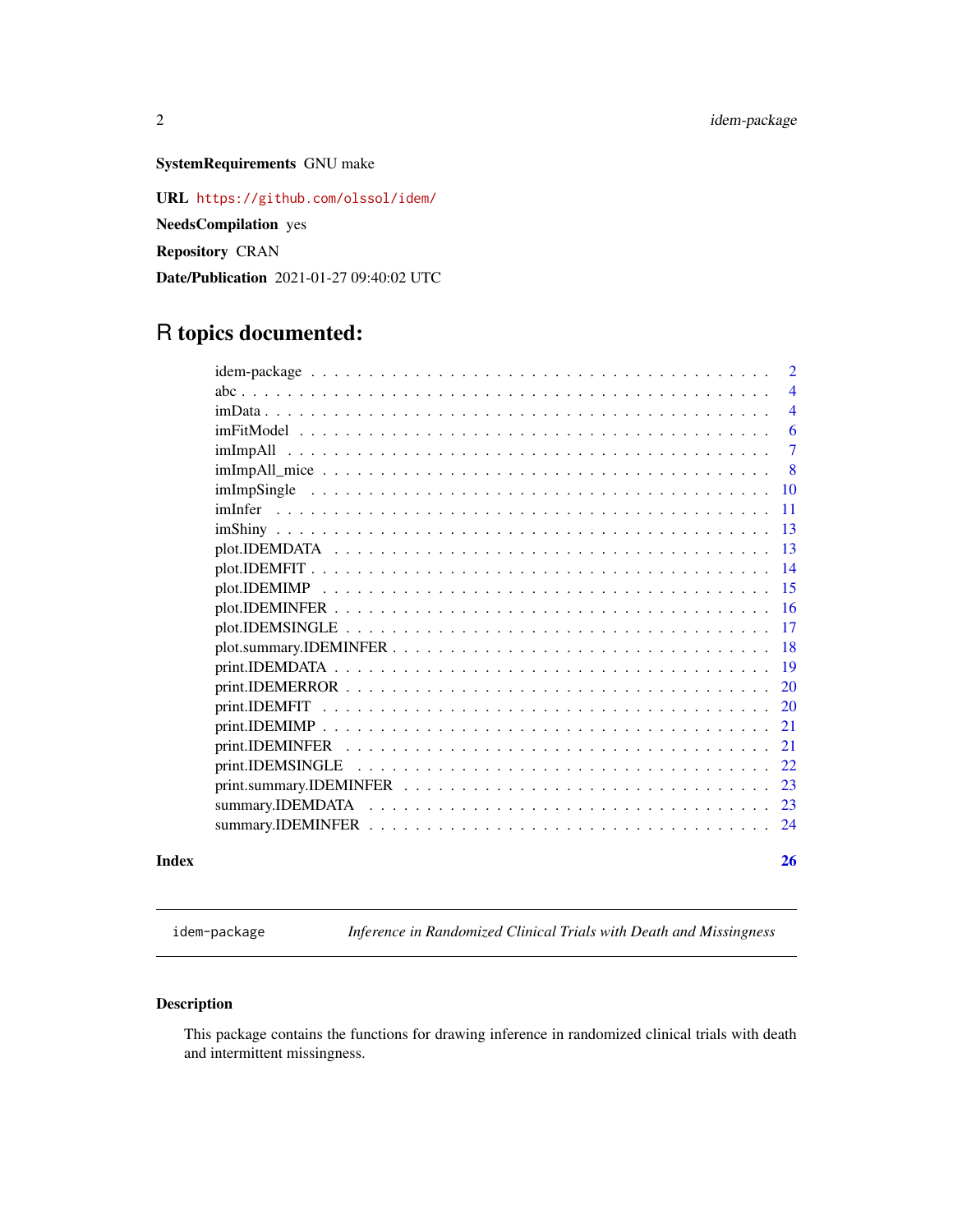**SystemRequirements** GNU make

**URL** https://github.com/olssol/idem/

**NeedsCompilation** yes

**Repository** CRAN

**Date/Publication** 2021-01-27 09:40:02 UTC

# R topics documented:

| | |
|---|---|
| idem-package | 2 |
| abc | 4 |
| imData | 4 |
| imFitModel | 6 |
| imImpAll | 7 |
| imImpAll_mice | 8 |
| imImpSingle | 10 |
| imInfer | 11 |
| imShiny | 13 |
| plot.IDEMDATA | 13 |
| plot.IDEMFIT | 14 |
| plot.IDEMIMP | 15 |
| plot.IDEMINFER | 16 |
| plot.IDEMSINGLE | 17 |
| plot.summary.IDEMINFER | 18 |
| print.IDEMDATA | 19 |
| print.IDEMERROR | 20 |
| print.IDEMFIT | 20 |
| print.IDEMIMP | 21 |
| print.IDEMINFER | 21 |
| print.IDEMSINGLE | 22 |
| print.summary.IDEMINFER | 23 |
| summary.IDEMDATA | 23 |
| summary.IDEMINFER | 24 |

**Index** **26**

---

idem-package *Inference in Randomized Clinical Trials with Death and Missingness*

---

## Description

This package contains the functions for drawing inference in randomized clinical trials with death and intermittent missingness.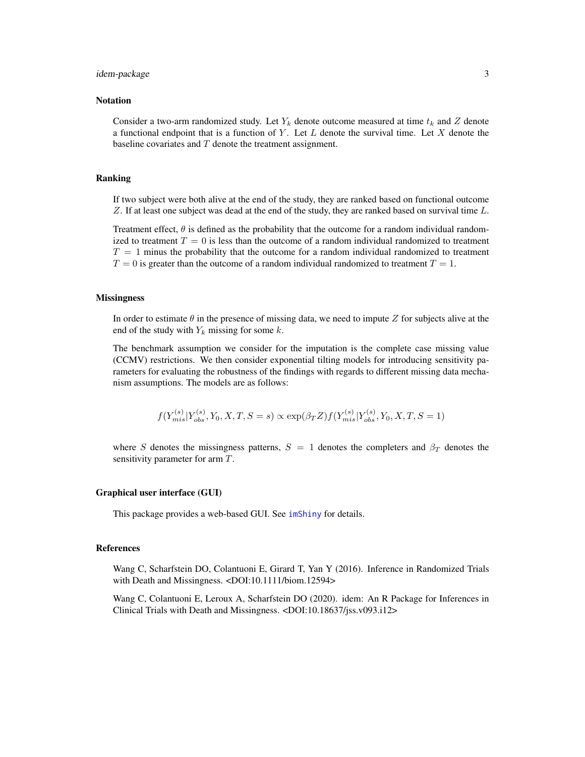### Notation

Consider a two-arm randomized study. Let $Y_k$ denote outcome measured at time $t_k$ and $Z$ denote a functional endpoint that is a function of $Y$. Let $L$ denote the survival time. Let $X$ denote the baseline covariates and $T$ denote the treatment assignment.

### Ranking

If two subject were both alive at the end of the study, they are ranked based on functional outcome $Z$. If at least one subject was dead at the end of the study, they are ranked based on survival time $L$.

Treatment effect, $\theta$ is defined as the probability that the outcome for a random individual randomized to treatment $T = 0$ is less than the outcome of a random individual randomized to treatment $T = 1$ minus the probability that the outcome for a random individual randomized to treatment $T = 0$ is greater than the outcome of a random individual randomized to treatment $T = 1$.

### Missingness

In order to estimate $\theta$ in the presence of missing data, we need to impute $Z$ for subjects alive at the end of the study with $Y_k$ missing for some $k$.

The benchmark assumption we consider for the imputation is the complete case missing value (CCMV) restrictions. We then consider exponential tilting models for introducing sensitivity parameters for evaluating the robustness of the findings with regards to different missing data mechanism assumptions. The models are as follows:

$$f(Y_{mis}^{(s)}|Y_{obs}^{(s)}, Y_0, X, T, S = s) \propto \exp(\beta_T Z) f(Y_{mis}^{(s)}|Y_{obs}^{(s)}, Y_0, X, T, S = 1)$$

where $S$ denotes the missingness patterns, $S = 1$ denotes the completers and $\beta_T$ denotes the sensitivity parameter for arm $T$.

### Graphical user interface (GUI)

This package provides a web-based GUI. See `imShiny` for details.

### References

Wang C, Scharfstein DO, Colantuoni E, Girard T, Yan Y (2016). Inference in Randomized Trials with Death and Missingness. <DOI:10.1111/biom.12594>

Wang C, Colantuoni E, Leroux A, Scharfstein DO (2020). idem: An R Package for Inferences in Clinical Trials with Death and Missingness. <DOI:10.18637/jss.v093.i12>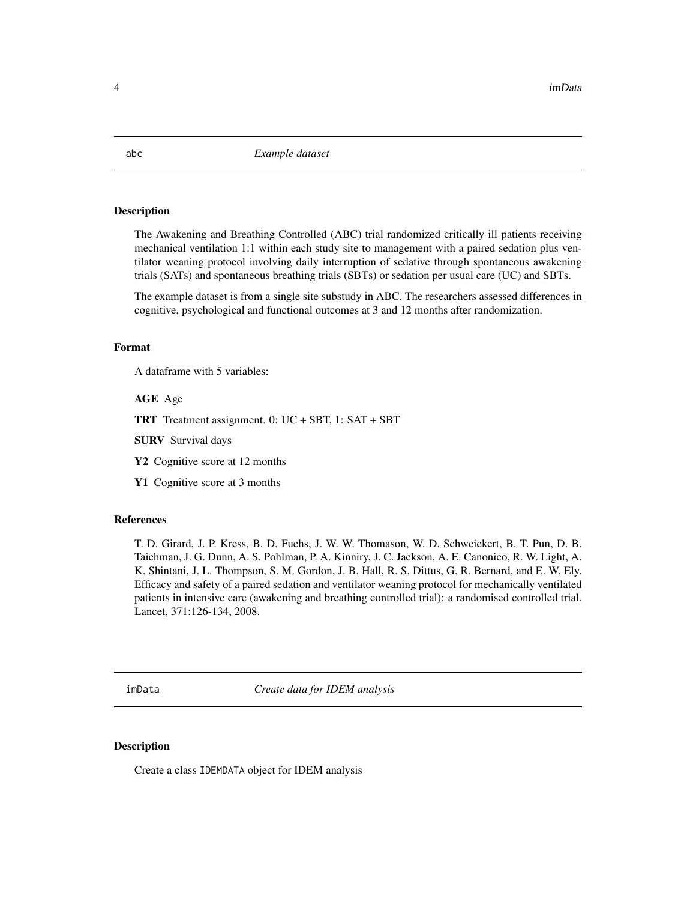## abc *Example dataset*

### Description

The Awakening and Breathing Controlled (ABC) trial randomized critically ill patients receiving mechanical ventilation 1:1 within each study site to management with a paired sedation plus ventilator weaning protocol involving daily interruption of sedative through spontaneous awakening trials (SATs) and spontaneous breathing trials (SBTs) or sedation per usual care (UC) and SBTs.

The example dataset is from a single site substudy in ABC. The researchers assessed differences in cognitive, psychological and functional outcomes at 3 and 12 months after randomization.

### Format

A dataframe with 5 variables:

**AGE** Age

**TRT** Treatment assignment. 0: UC + SBT, 1: SAT + SBT

**SURV** Survival days

**Y2** Cognitive score at 12 months

**Y1** Cognitive score at 3 months

### References

T. D. Girard, J. P. Kress, B. D. Fuchs, J. W. W. Thomason, W. D. Schweickert, B. T. Pun, D. B. Taichman, J. G. Dunn, A. S. Pohlman, P. A. Kinniry, J. C. Jackson, A. E. Canonico, R. W. Light, A. K. Shintani, J. L. Thompson, S. M. Gordon, J. B. Hall, R. S. Dittus, G. R. Bernard, and E. W. Ely. Efficacy and safety of a paired sedation and ventilator weaning protocol for mechanically ventilated patients in intensive care (awakening and breathing controlled trial): a randomised controlled trial. Lancet, 371:126-134, 2008.

## imData *Create data for IDEM analysis*

### Description

Create a class IDEMDATA object for IDEM analysis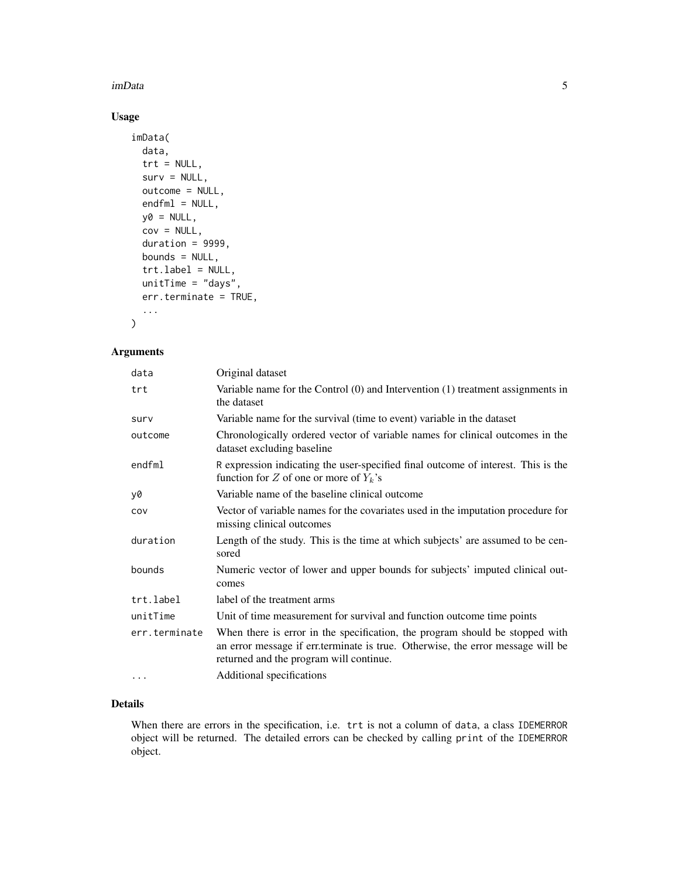## Usage

```
imData(
  data,
  trt = NULL,
  surv = NULL,
  outcome = NULL,
  endfml = NULL,
  y0 = NULL,
  cov = NULL,
  duration = 9999,
  bounds = NULL,
  trt.label = NULL,
  unitTime = "days",
  err.terminate = TRUE,
  ...
)
```

## Arguments

| | |
|---|---|
| data | Original dataset |
| trt | Variable name for the Control (0) and Intervention (1) treatment assignments in the dataset |
| surv | Variable name for the survival (time to event) variable in the dataset |
| outcome | Chronologically ordered vector of variable names for clinical outcomes in the dataset excluding baseline |
| endfml | R expression indicating the user-specified final outcome of interest. This is the function for $Z$ of one or more of $Y_k$'s |
| y0 | Variable name of the baseline clinical outcome |
| cov | Vector of variable names for the covariates used in the imputation procedure for missing clinical outcomes |
| duration | Length of the study. This is the time at which subjects' are assumed to be censored |
| bounds | Numeric vector of lower and upper bounds for subjects' imputed clinical outcomes |
| trt.label | label of the treatment arms |
| unitTime | Unit of time measurement for survival and function outcome time points |
| err.terminate | When there is error in the specification, the program should be stopped with an error message if err.terminate is true. Otherwise, the error message will be returned and the program will continue. |
| ... | Additional specifications |

## Details

When there are errors in the specification, i.e. trt is not a column of data, a class IDEMERROR object will be returned. The detailed errors can be checked by calling print of the IDEMERROR object.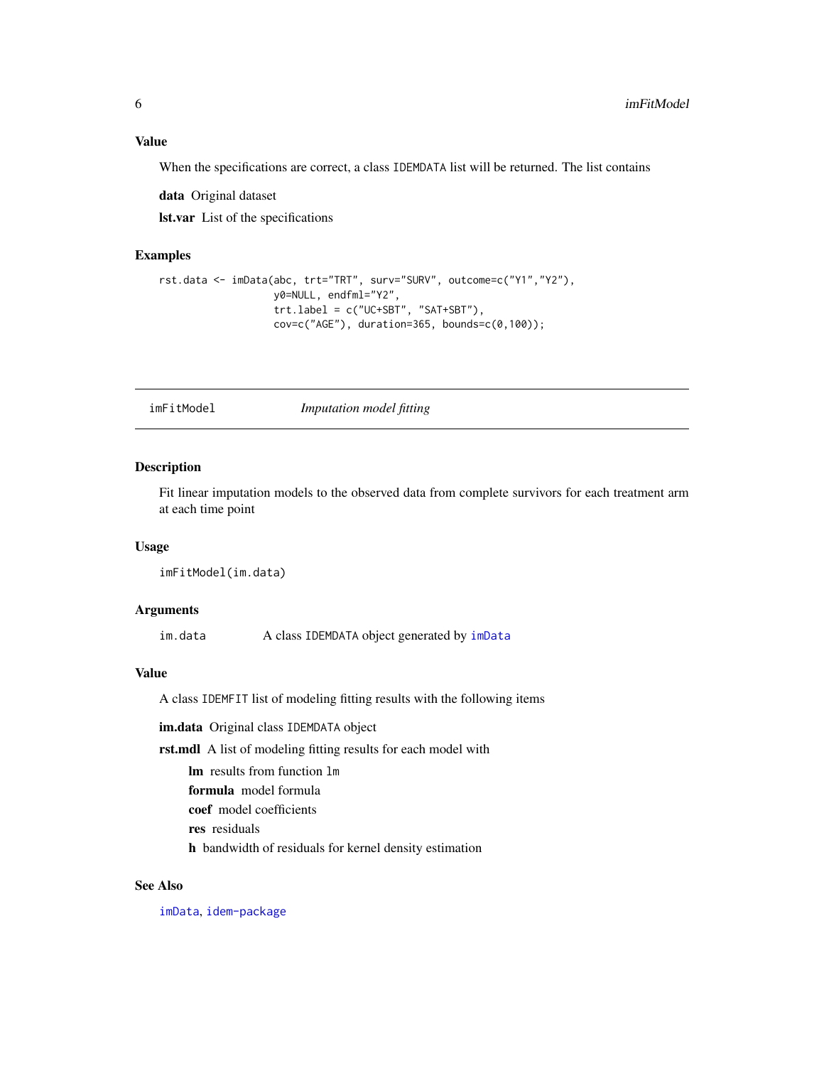### Value

When the specifications are correct, a class IDEMDATA list will be returned. The list contains

**data** Original dataset

**lst.var** List of the specifications

### Examples

```
rst.data <- imData(abc, trt="TRT", surv="SURV", outcome=c("Y1","Y2"),
                   y0=NULL, endfml="Y2",
                   trt.label = c("UC+SBT", "SAT+SBT"),
                   cov=c("AGE"), duration=365, bounds=c(0,100));
```

---

## imFitModel — *Imputation model fitting*

---

### Description

Fit linear imputation models to the observed data from complete survivors for each treatment arm at each time point

### Usage

```
imFitModel(im.data)
```

### Arguments

| | |
|---|---|
| im.data | A class IDEMDATA object generated by imData |

### Value

A class IDEMFIT list of modeling fitting results with the following items

**im.data** Original class IDEMDATA object

**rst.mdl** A list of modeling fitting results for each model with

- **lm** results from function lm
- **formula** model formula
- **coef** model coefficients
- **res** residuals
- **h** bandwidth of residuals for kernel density estimation

### See Also

imData, idem-package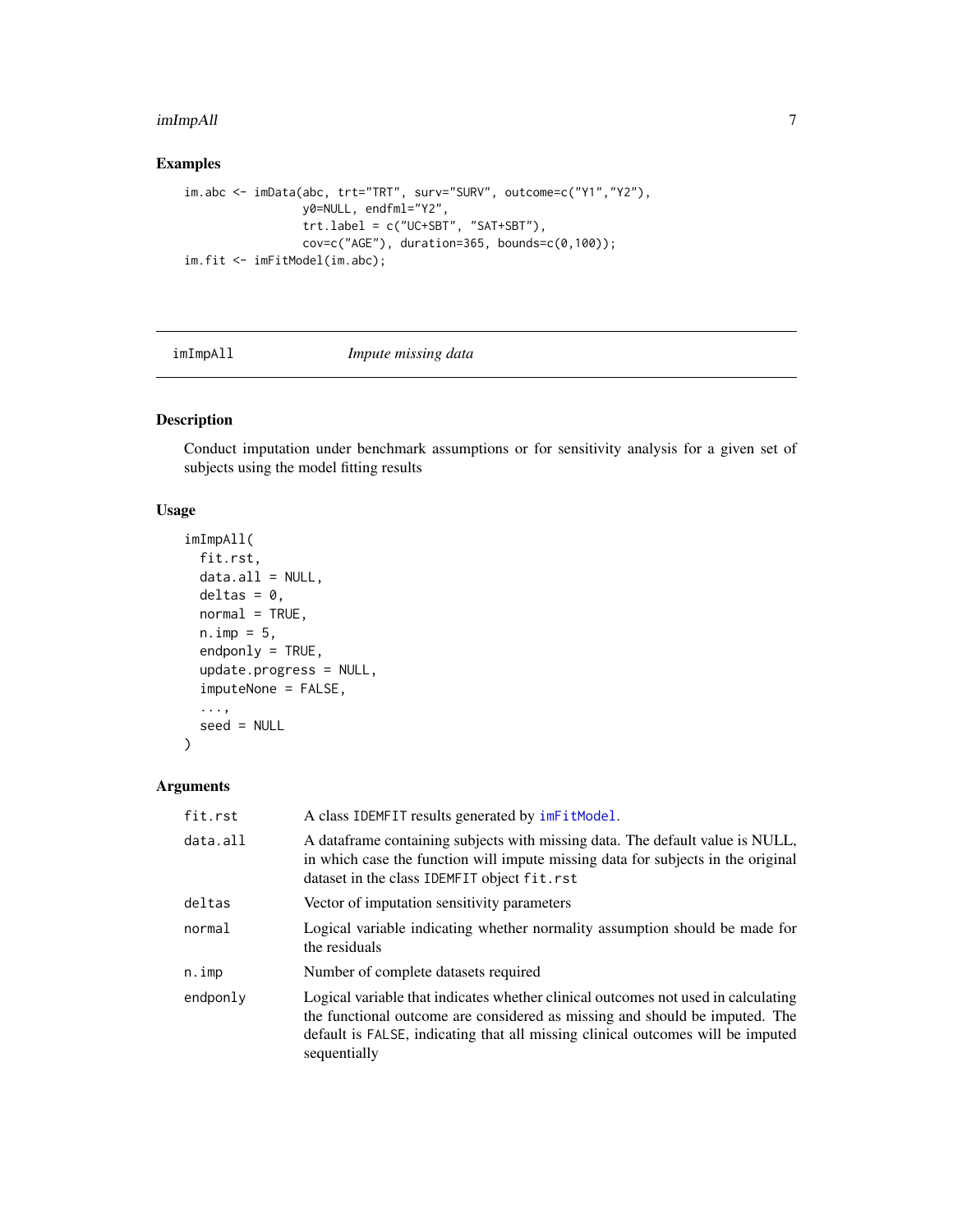## Examples

```
im.abc <- imData(abc, trt="TRT", surv="SURV", outcome=c("Y1","Y2"),
                 y0=NULL, endfml="Y2",
                 trt.label = c("UC+SBT", "SAT+SBT"),
                 cov=c("AGE"), duration=365, bounds=c(0,100));
im.fit <- imFitModel(im.abc);
```

---

# imImpAll    *Impute missing data*

---

## Description

Conduct imputation under benchmark assumptions or for sensitivity analysis for a given set of subjects using the model fitting results

## Usage

```
imImpAll(
  fit.rst,
  data.all = NULL,
  deltas = 0,
  normal = TRUE,
  n.imp = 5,
  endponly = TRUE,
  update.progress = NULL,
  imputeNone = FALSE,
  ...,
  seed = NULL
)
```

## Arguments

| | |
|---|---|
| fit.rst | A class IDEMFIT results generated by imFitModel. |
| data.all | A dataframe containing subjects with missing data. The default value is NULL, in which case the function will impute missing data for subjects in the original dataset in the class IDEMFIT object fit.rst |
| deltas | Vector of imputation sensitivity parameters |
| normal | Logical variable indicating whether normality assumption should be made for the residuals |
| n.imp | Number of complete datasets required |
| endponly | Logical variable that indicates whether clinical outcomes not used in calculating the functional outcome are considered as missing and should be imputed. The default is FALSE, indicating that all missing clinical outcomes will be imputed sequentially |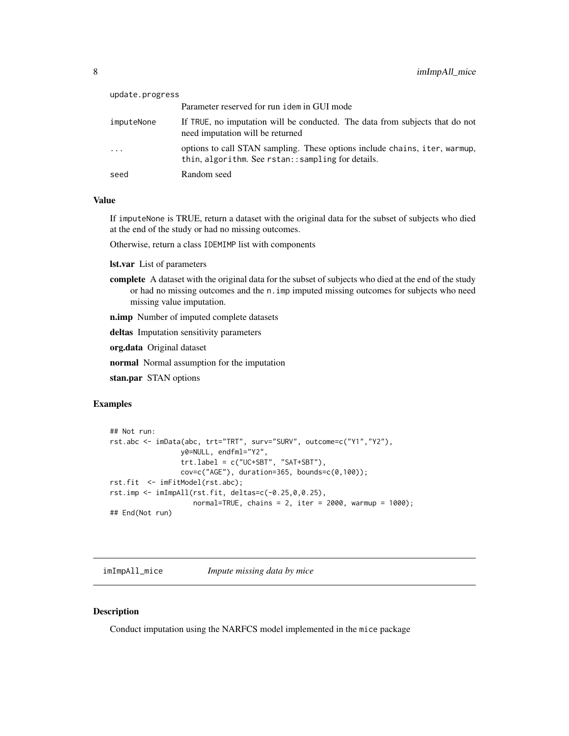| | |
|---|---|
| update.progress | Parameter reserved for run idem in GUI mode |
| imputeNone | If TRUE, no imputation will be conducted. The data from subjects that do not need imputation will be returned |
| ... | options to call STAN sampling. These options include chains, iter, warmup, thin, algorithm. See rstan::sampling for details. |
| seed | Random seed |

### Value

If imputeNone is TRUE, return a dataset with the original data for the subset of subjects who died at the end of the study or had no missing outcomes.

Otherwise, return a class IDEMIMP list with components

**lst.var** List of parameters

**complete** A dataset with the original data for the subset of subjects who died at the end of the study or had no missing outcomes and the n.imp imputed missing outcomes for subjects who need missing value imputation.

**n.imp** Number of imputed complete datasets

**deltas** Imputation sensitivity parameters

**org.data** Original dataset

**normal** Normal assumption for the imputation

**stan.par** STAN options

### Examples

```
## Not run:
rst.abc <- imData(abc, trt="TRT", surv="SURV", outcome=c("Y1","Y2"),
                  y0=NULL, endfml="Y2",
                  trt.label = c("UC+SBT", "SAT+SBT"),
                  cov=c("AGE"), duration=365, bounds=c(0,100));
rst.fit  <- imFitModel(rst.abc);
rst.imp <- imImpAll(rst.fit, deltas=c(-0.25,0,0.25),
                    normal=TRUE, chains = 2, iter = 2000, warmup = 1000);
## End(Not run)
```

## imImpAll_mice    *Impute missing data by mice*

### Description

Conduct imputation using the NARFCS model implemented in the mice package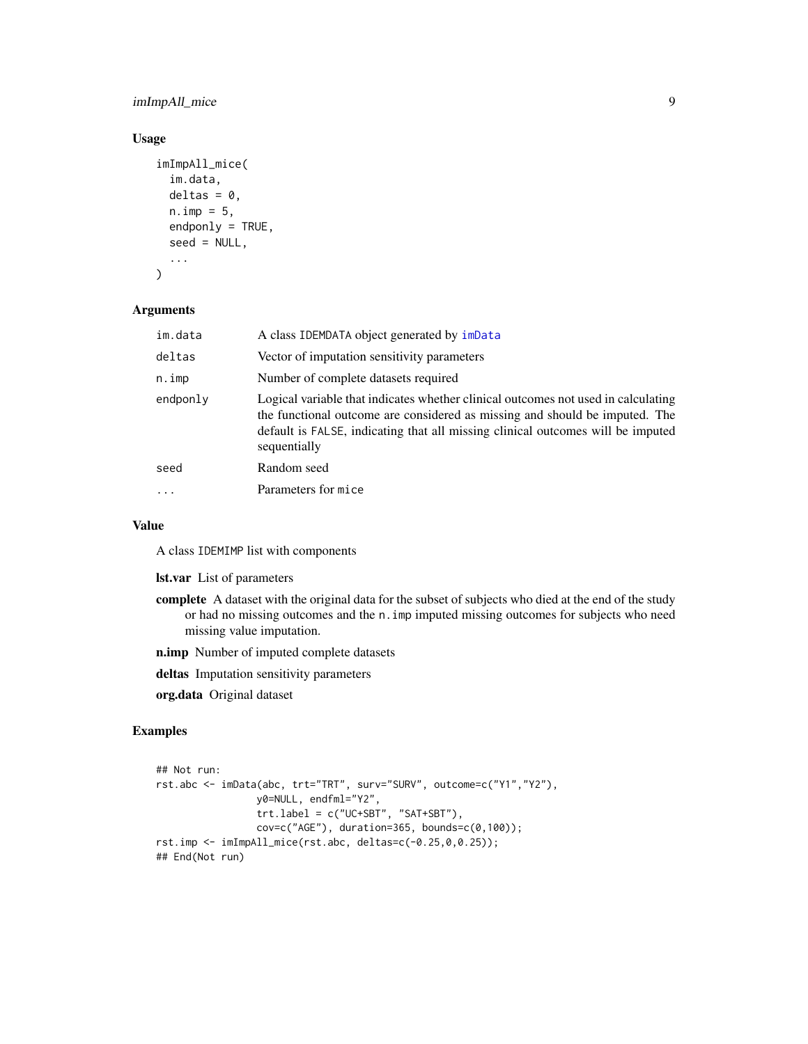## Usage

```
imImpAll_mice(
  im.data,
  deltas = 0,
  n.imp = 5,
  endponly = TRUE,
  seed = NULL,
  ...
)
```

## Arguments

| | |
|---|---|
| im.data | A class IDEMDATA object generated by imData |
| deltas | Vector of imputation sensitivity parameters |
| n.imp | Number of complete datasets required |
| endponly | Logical variable that indicates whether clinical outcomes not used in calculating the functional outcome are considered as missing and should be imputed. The default is FALSE, indicating that all missing clinical outcomes will be imputed sequentially |
| seed | Random seed |
| ... | Parameters for mice |

## Value

A class IDEMIMP list with components

**lst.var** List of parameters

**complete** A dataset with the original data for the subset of subjects who died at the end of the study or had no missing outcomes and the n.imp imputed missing outcomes for subjects who need missing value imputation.

**n.imp** Number of imputed complete datasets

**deltas** Imputation sensitivity parameters

**org.data** Original dataset

## Examples

```
## Not run:
rst.abc <- imData(abc, trt="TRT", surv="SURV", outcome=c("Y1","Y2"),
                 y0=NULL, endfml="Y2",
                 trt.label = c("UC+SBT", "SAT+SBT"),
                 cov=c("AGE"), duration=365, bounds=c(0,100));
rst.imp <- imImpAll_mice(rst.abc, deltas=c(-0.25,0,0.25));
## End(Not run)
```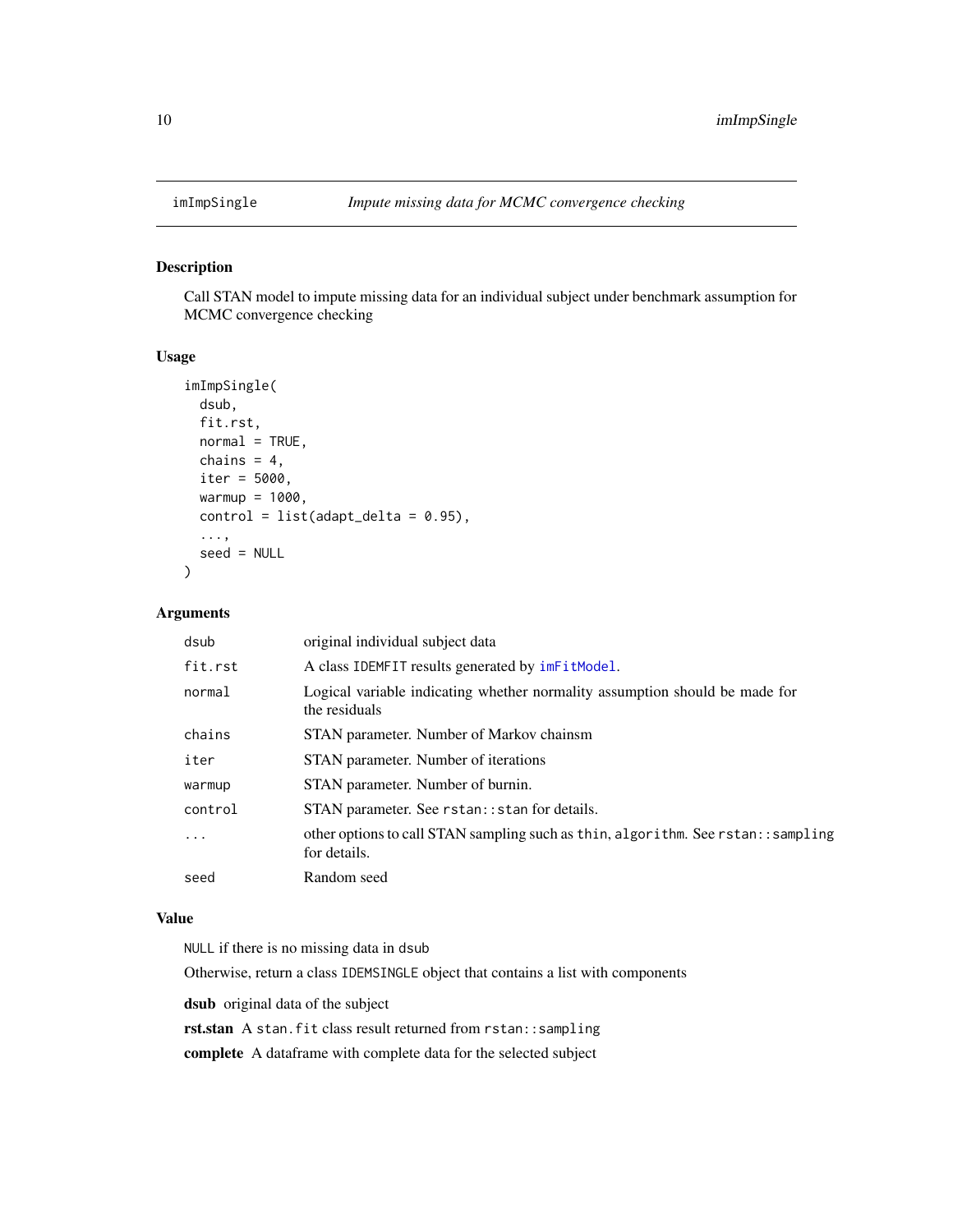# imImpSingle — *Impute missing data for MCMC convergence checking*

## Description

Call STAN model to impute missing data for an individual subject under benchmark assumption for MCMC convergence checking

## Usage

```
imImpSingle(
  dsub,
  fit.rst,
  normal = TRUE,
  chains = 4,
  iter = 5000,
  warmup = 1000,
  control = list(adapt_delta = 0.95),
  ...,
  seed = NULL
)
```

## Arguments

| | |
|---|---|
| `dsub` | original individual subject data |
| `fit.rst` | A class `IDEMFIT` results generated by `imFitModel`. |
| `normal` | Logical variable indicating whether normality assumption should be made for the residuals |
| `chains` | STAN parameter. Number of Markov chainsm |
| `iter` | STAN parameter. Number of iterations |
| `warmup` | STAN parameter. Number of burnin. |
| `control` | STAN parameter. See `rstan::stan` for details. |
| `...` | other options to call STAN sampling such as `thin`, `algorithm`. See `rstan::sampling` for details. |
| `seed` | Random seed |

## Value

`NULL` if there is no missing data in `dsub`

Otherwise, return a class `IDEMSINGLE` object that contains a list with components

**dsub** original data of the subject

**rst.stan** A `stan.fit` class result returned from `rstan::sampling`

**complete** A dataframe with complete data for the selected subject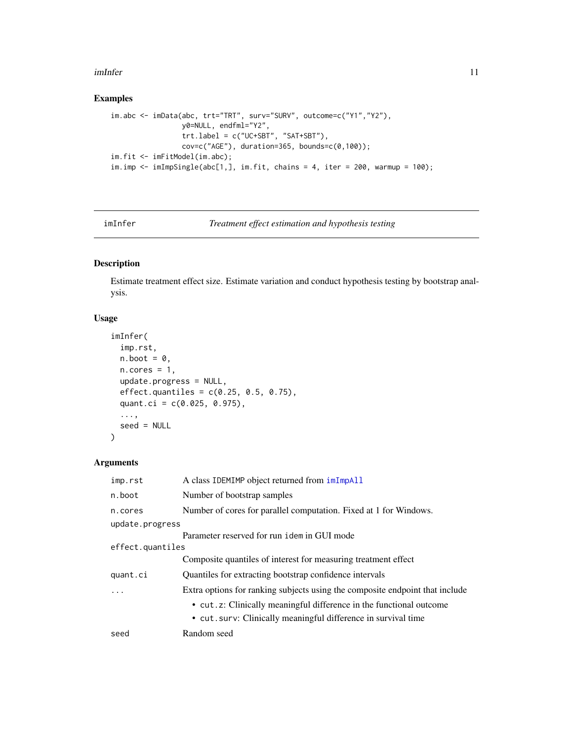## Examples

```
im.abc <- imData(abc, trt="TRT", surv="SURV", outcome=c("Y1","Y2"),
                 y0=NULL, endfml="Y2",
                 trt.label = c("UC+SBT", "SAT+SBT"),
                 cov=c("AGE"), duration=365, bounds=c(0,100));
im.fit <- imFitModel(im.abc);
im.imp <- imImpSingle(abc[1,], im.fit, chains = 4, iter = 200, warmup = 100);
```

---

# imInfer — *Treatment effect estimation and hypothesis testing*

## Description

Estimate treatment effect size. Estimate variation and conduct hypothesis testing by bootstrap analysis.

## Usage

```
imInfer(
  imp.rst,
  n.boot = 0,
  n.cores = 1,
  update.progress = NULL,
  effect.quantiles = c(0.25, 0.5, 0.75),
  quant.ci = c(0.025, 0.975),
  ...,
  seed = NULL
)
```

## Arguments

| Argument | Description |
|---|---|
| `imp.rst` | A class `IDEMIMP` object returned from `imImpAll` |
| `n.boot` | Number of bootstrap samples |
| `n.cores` | Number of cores for parallel computation. Fixed at 1 for Windows. |
| `update.progress` | Parameter reserved for run `idem` in GUI mode |
| `effect.quantiles` | Composite quantiles of interest for measuring treatment effect |
| `quant.ci` | Quantiles for extracting bootstrap confidence intervals |
| `...` | Extra options for ranking subjects using the composite endpoint that include<br>• `cut.z`: Clinically meaningful difference in the functional outcome<br>• `cut.surv`: Clinically meaningful difference in survival time |
| `seed` | Random seed |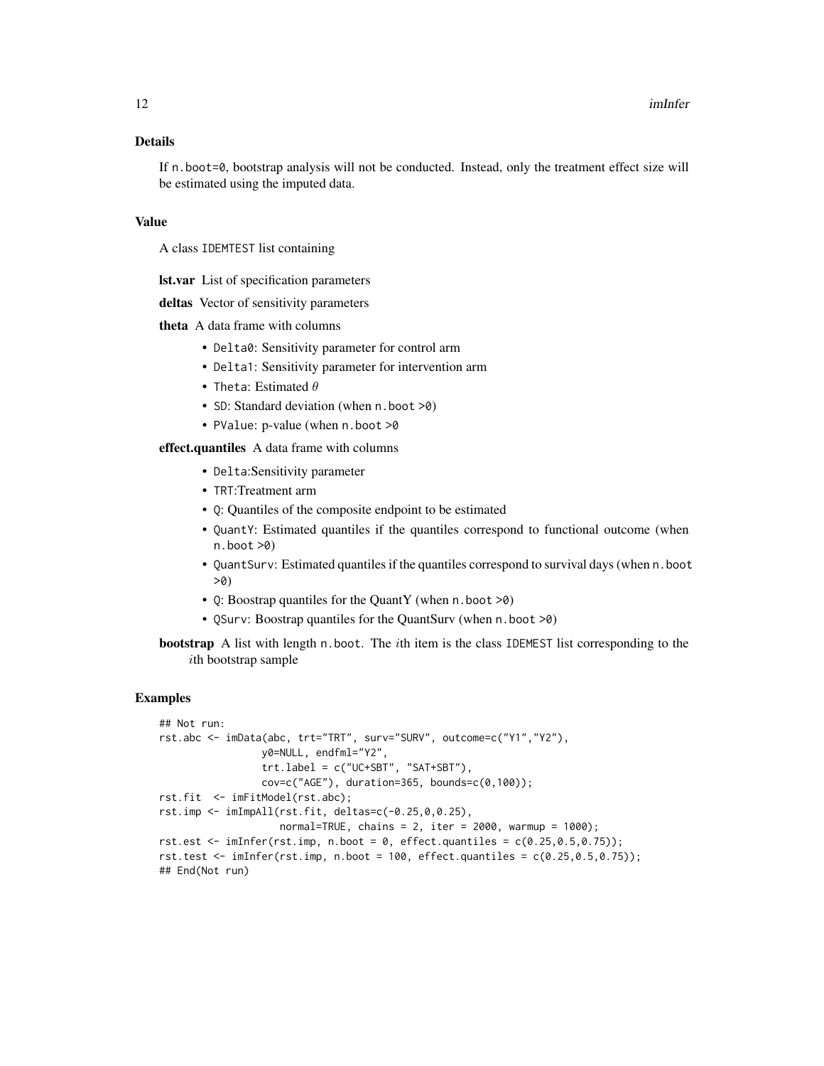### Details

If `n.boot=0`, bootstrap analysis will not be conducted. Instead, only the treatment effect size will be estimated using the imputed data.

### Value

A class `IDEMTEST` list containing

**lst.var** List of specification parameters

**deltas** Vector of sensitivity parameters

**theta** A data frame with columns

- `Delta0`: Sensitivity parameter for control arm
- `Delta1`: Sensitivity parameter for intervention arm
- `Theta`: Estimated $\theta$
- `SD`: Standard deviation (when `n.boot >0`)
- `PValue`: p-value (when `n.boot >0`

**effect.quantiles** A data frame with columns

- `Delta`:Sensitivity parameter
- `TRT`:Treatment arm
- `Q`: Quantiles of the composite endpoint to be estimated
- `QuantY`: Estimated quantiles if the quantiles correspond to functional outcome (when `n.boot >0`)
- `QuantSurv`: Estimated quantiles if the quantiles correspond to survival days (when `n.boot >0`)
- `Q`: Boostrap quantiles for the QuantY (when `n.boot >0`)
- `QSurv`: Boostrap quantiles for the QuantSurv (when `n.boot >0`)

**bootstrap** A list with length `n.boot`. The $i$th item is the class `IDEMEST` list corresponding to the $i$th bootstrap sample

### Examples

```
## Not run:
rst.abc <- imData(abc, trt="TRT", surv="SURV", outcome=c("Y1","Y2"),
                 y0=NULL, endfml="Y2",
                 trt.label = c("UC+SBT", "SAT+SBT"),
                 cov=c("AGE"), duration=365, bounds=c(0,100));
rst.fit  <- imFitModel(rst.abc);
rst.imp <- imImpAll(rst.fit, deltas=c(-0.25,0,0.25),
                    normal=TRUE, chains = 2, iter = 2000, warmup = 1000);
rst.est <- imInfer(rst.imp, n.boot = 0, effect.quantiles = c(0.25,0.5,0.75));
rst.test <- imInfer(rst.imp, n.boot = 100, effect.quantiles = c(0.25,0.5,0.75));
## End(Not run)
```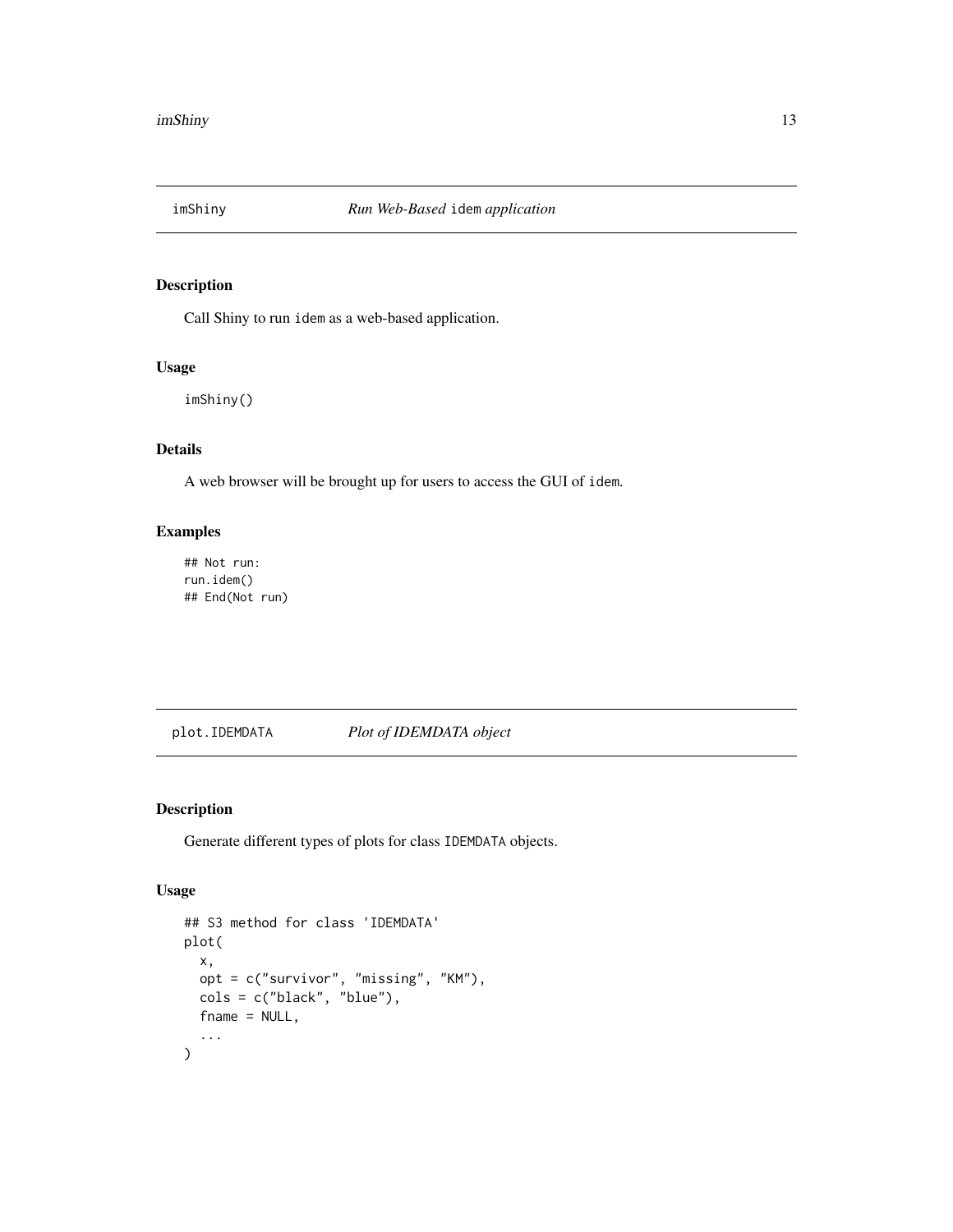## imShiny — *Run Web-Based* `idem` *application*

### Description

Call Shiny to run `idem` as a web-based application.

### Usage

```
imShiny()
```

### Details

A web browser will be brought up for users to access the GUI of `idem`.

### Examples

```
## Not run:
run.idem()
## End(Not run)
```

## plot.IDEMDATA — *Plot of IDEMDATA object*

### Description

Generate different types of plots for class `IDEMDATA` objects.

### Usage

```
## S3 method for class 'IDEMDATA'
plot(
  x,
  opt = c("survivor", "missing", "KM"),
  cols = c("black", "blue"),
  fname = NULL,
  ...
)
```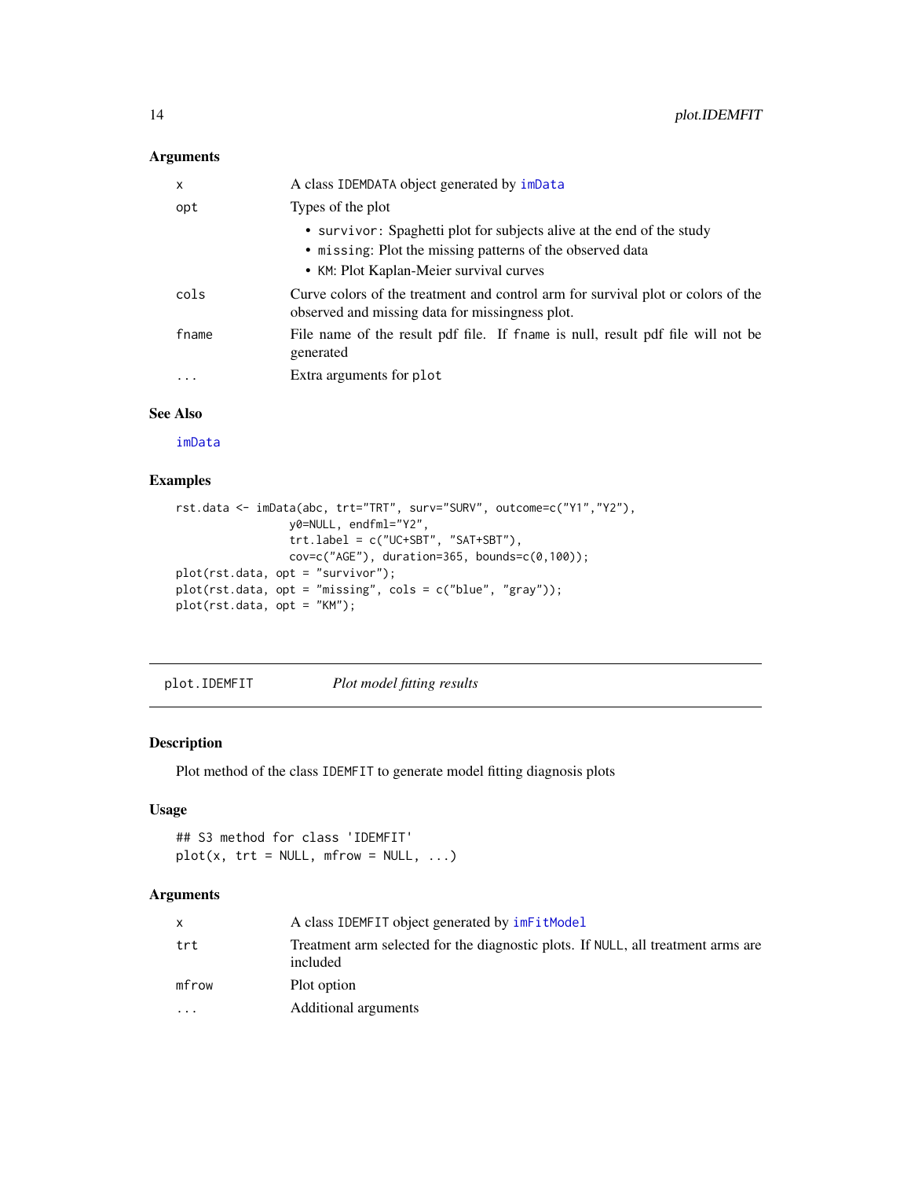### Arguments

| | |
|---|---|
| x | A class IDEMDATA object generated by imData |
| opt | Types of the plot<br>• survivor: Spaghetti plot for subjects alive at the end of the study<br>• missing: Plot the missing patterns of the observed data<br>• KM: Plot Kaplan-Meier survival curves |
| cols | Curve colors of the treatment and control arm for survival plot or colors of the observed and missing data for missingness plot. |
| fname | File name of the result pdf file. If fname is null, result pdf file will not be generated |
| ... | Extra arguments for plot |

### See Also

imData

### Examples

```
rst.data <- imData(abc, trt="TRT", surv="SURV", outcome=c("Y1","Y2"),
                   y0=NULL, endfml="Y2",
                   trt.label = c("UC+SBT", "SAT+SBT"),
                   cov=c("AGE"), duration=365, bounds=c(0,100));
plot(rst.data, opt = "survivor");
plot(rst.data, opt = "missing", cols = c("blue", "gray"));
plot(rst.data, opt = "KM");
```

---

## plot.IDEMFIT *Plot model fitting results*

### Description

Plot method of the class IDEMFIT to generate model fitting diagnosis plots

### Usage

```
## S3 method for class 'IDEMFIT'
plot(x, trt = NULL, mfrow = NULL, ...)
```

### Arguments

| | |
|---|---|
| x | A class IDEMFIT object generated by imFitModel |
| trt | Treatment arm selected for the diagnostic plots. If NULL, all treatment arms are included |
| mfrow | Plot option |
| ... | Additional arguments |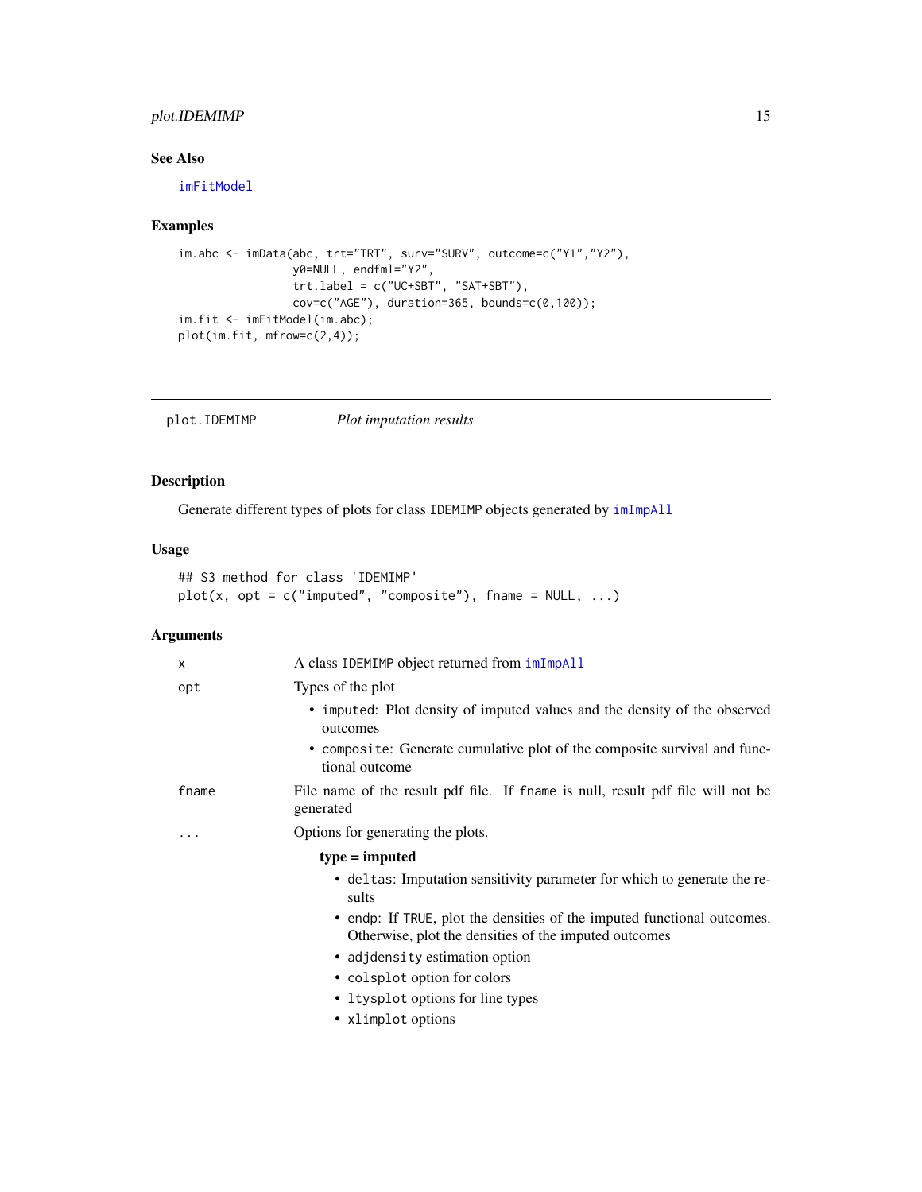## See Also

`imFitModel`

## Examples

```
im.abc <- imData(abc, trt="TRT", surv="SURV", outcome=c("Y1","Y2"),
                 y0=NULL, endfml="Y2",
                 trt.label = c("UC+SBT", "SAT+SBT"),
                 cov=c("AGE"), duration=365, bounds=c(0,100));
im.fit <- imFitModel(im.abc);
plot(im.fit, mfrow=c(2,4));
```

---

# plot.IDEMIMP *Plot imputation results*

## Description

Generate different types of plots for class `IDEMIMP` objects generated by `imImpAll`

## Usage

```
## S3 method for class 'IDEMIMP'
plot(x, opt = c("imputed", "composite"), fname = NULL, ...)
```

## Arguments

`x` A class `IDEMIMP` object returned from `imImpAll`

`opt` Types of the plot

- `imputed`: Plot density of imputed values and the density of the observed outcomes
- `composite`: Generate cumulative plot of the composite survival and functional outcome

`fname` File name of the result pdf file. If `fname` is null, result pdf file will not be generated

`...` Options for generating the plots.

**type = imputed**

- `deltas`: Imputation sensitivity parameter for which to generate the results
- `endp`: If `TRUE`, plot the densities of the imputed functional outcomes. Otherwise, plot the densities of the imputed outcomes
- `adjdensity` estimation option
- `colsplot` option for colors
- `ltysplot` options for line types
- `xlimplot` options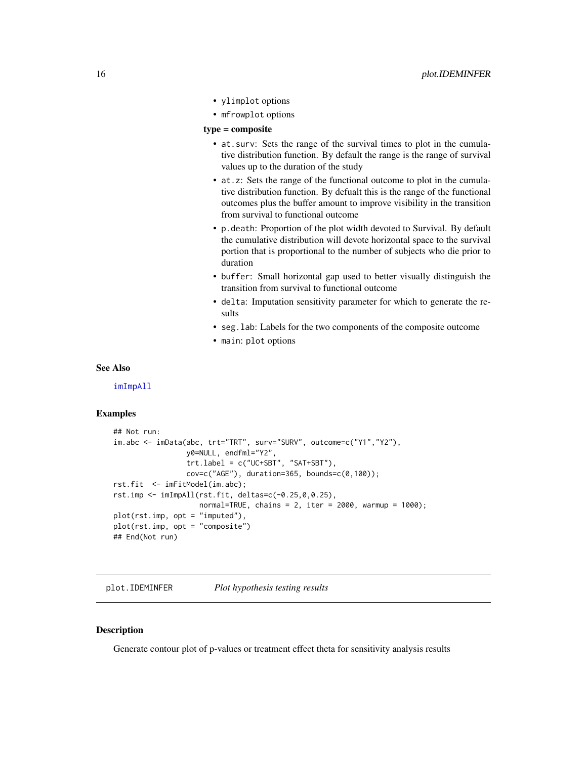- `ylim`plot options
- `mfrow`plot options

**type = composite**

- `at.surv`: Sets the range of the survival times to plot in the cumulative distribution function. By default the range is the range of survival values up to the duration of the study
- `at.z`: Sets the range of the functional outcome to plot in the cumulative distribution function. By defualt this is the range of the functional outcomes plus the buffer amount to improve visibility in the transition from survival to functional outcome
- `p.death`: Proportion of the plot width devoted to Survival. By default the cumulative distribution will devote horizontal space to the survival portion that is proportional to the number of subjects who die prior to duration
- `buffer`: Small horizontal gap used to better visually distinguish the transition from survival to functional outcome
- `delta`: Imputation sensitivity parameter for which to generate the results
- `seg.lab`: Labels for the two components of the composite outcome
- `main`: `plot` options

### See Also

`imImpAll`

### Examples

```
## Not run:
im.abc <- imData(abc, trt="TRT", surv="SURV", outcome=c("Y1","Y2"),
                 y0=NULL, endfml="Y2",
                 trt.label = c("UC+SBT", "SAT+SBT"),
                 cov=c("AGE"), duration=365, bounds=c(0,100));
rst.fit  <- imFitModel(im.abc);
rst.imp <- imImpAll(rst.fit, deltas=c(-0.25,0,0.25),
                    normal=TRUE, chains = 2, iter = 2000, warmup = 1000);
plot(rst.imp, opt = "imputed"),
plot(rst.imp, opt = "composite")
## End(Not run)
```

---

## plot.IDEMINFER *Plot hypothesis testing results*

### Description

Generate contour plot of p-values or treatment effect theta for sensitivity analysis results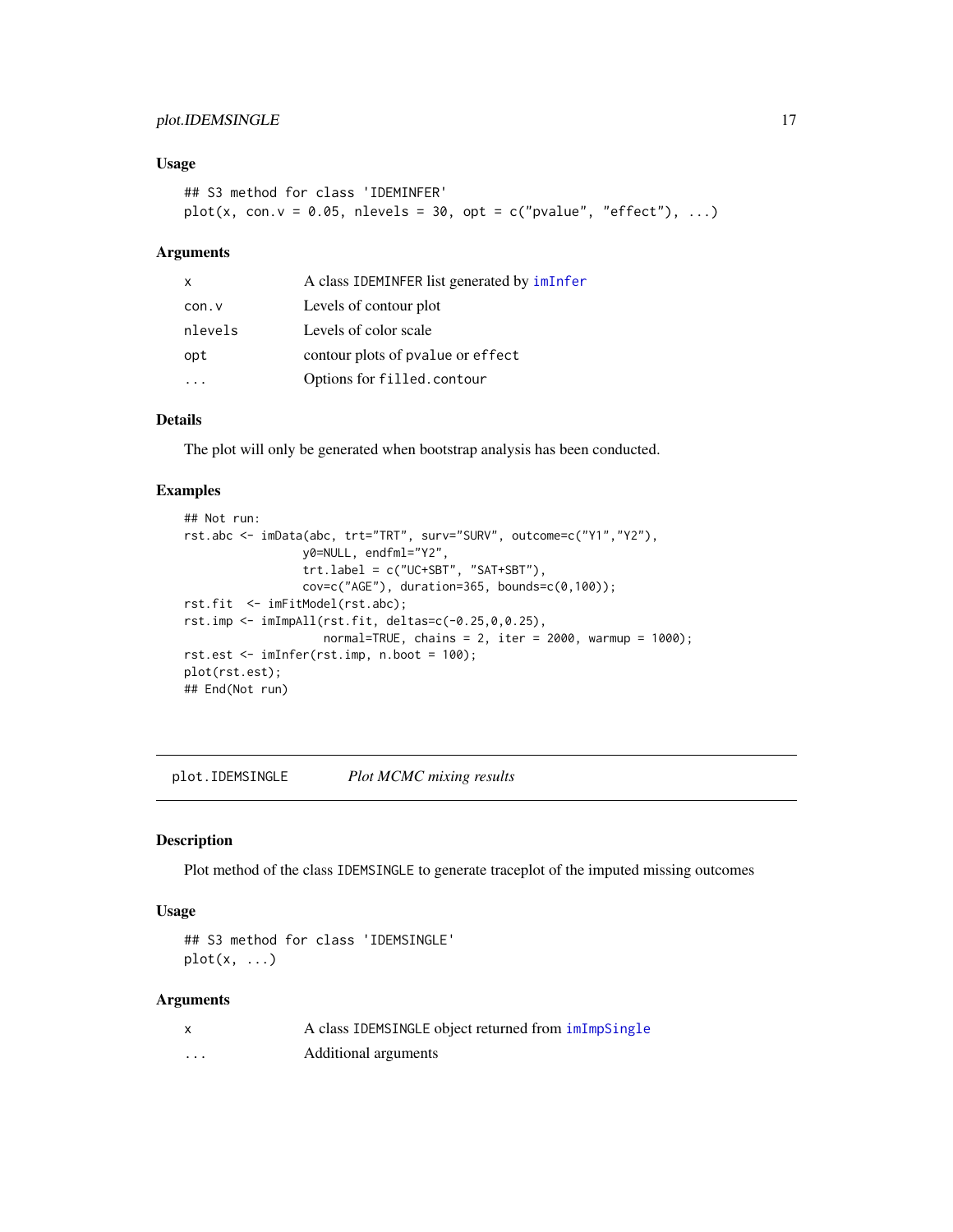### Usage

```
## S3 method for class 'IDEMINFER'
plot(x, con.v = 0.05, nlevels = 30, opt = c("pvalue", "effect"), ...)
```

### Arguments

| | |
|---|---|
| x | A class IDEMINFER list generated by imInfer |
| con.v | Levels of contour plot |
| nlevels | Levels of color scale |
| opt | contour plots of pvalue or effect |
| ... | Options for filled.contour |

### Details

The plot will only be generated when bootstrap analysis has been conducted.

### Examples

```
## Not run:
rst.abc <- imData(abc, trt="TRT", surv="SURV", outcome=c("Y1","Y2"),
                  y0=NULL, endfml="Y2",
                  trt.label = c("UC+SBT", "SAT+SBT"),
                  cov=c("AGE"), duration=365, bounds=c(0,100));
rst.fit  <- imFitModel(rst.abc);
rst.imp <- imImpAll(rst.fit, deltas=c(-0.25,0,0.25),
                    normal=TRUE, chains = 2, iter = 2000, warmup = 1000);
rst.est <- imInfer(rst.imp, n.boot = 100);
plot(rst.est);
## End(Not run)
```

---

## plot.IDEMSINGLE    *Plot MCMC mixing results*

### Description

Plot method of the class IDEMSINGLE to generate traceplot of the imputed missing outcomes

### Usage

```
## S3 method for class 'IDEMSINGLE'
plot(x, ...)
```

### Arguments

| | |
|---|---|
| x | A class IDEMSINGLE object returned from imImpSingle |
| ... | Additional arguments |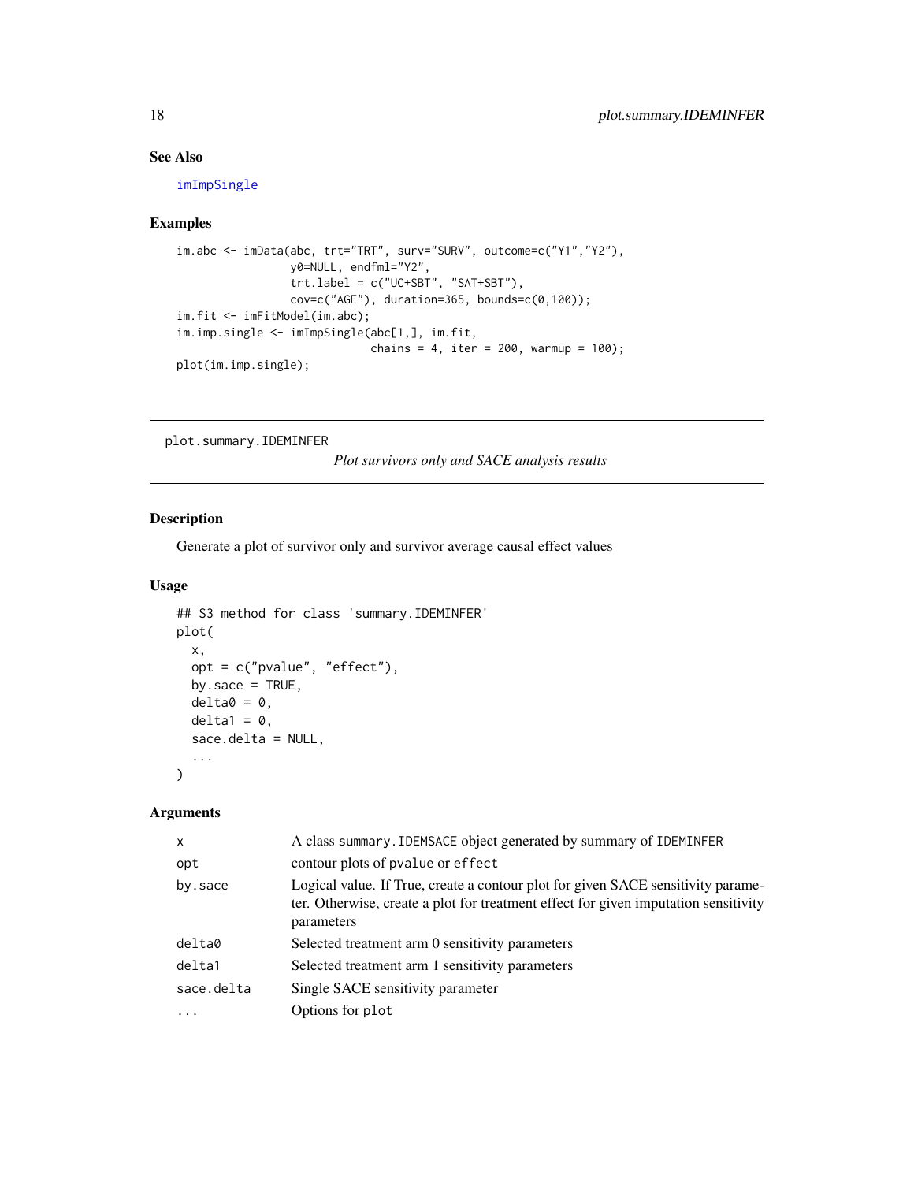## See Also

imImpSingle

## Examples

```
im.abc <- imData(abc, trt="TRT", surv="SURV", outcome=c("Y1","Y2"),
                 y0=NULL, endfml="Y2",
                 trt.label = c("UC+SBT", "SAT+SBT"),
                 cov=c("AGE"), duration=365, bounds=c(0,100));
im.fit <- imFitModel(im.abc);
im.imp.single <- imImpSingle(abc[1,], im.fit,
                             chains = 4, iter = 200, warmup = 100);
plot(im.imp.single);
```

---

plot.summary.IDEMINFER    *Plot survivors only and SACE analysis results*

---

## Description

Generate a plot of survivor only and survivor average causal effect values

## Usage

```
## S3 method for class 'summary.IDEMINFER'
plot(
  x,
  opt = c("pvalue", "effect"),
  by.sace = TRUE,
  delta0 = 0,
  delta1 = 0,
  sace.delta = NULL,
  ...
)
```

## Arguments

| | |
|---|---|
| x | A class summary.IDEMSACE object generated by summary of IDEMINFER |
| opt | contour plots of pvalue or effect |
| by.sace | Logical value. If True, create a contour plot for given SACE sensitivity parameter. Otherwise, create a plot for treatment effect for given imputation sensitivity parameters |
| delta0 | Selected treatment arm 0 sensitivity parameters |
| delta1 | Selected treatment arm 1 sensitivity parameters |
| sace.delta | Single SACE sensitivity parameter |
| ... | Options for plot |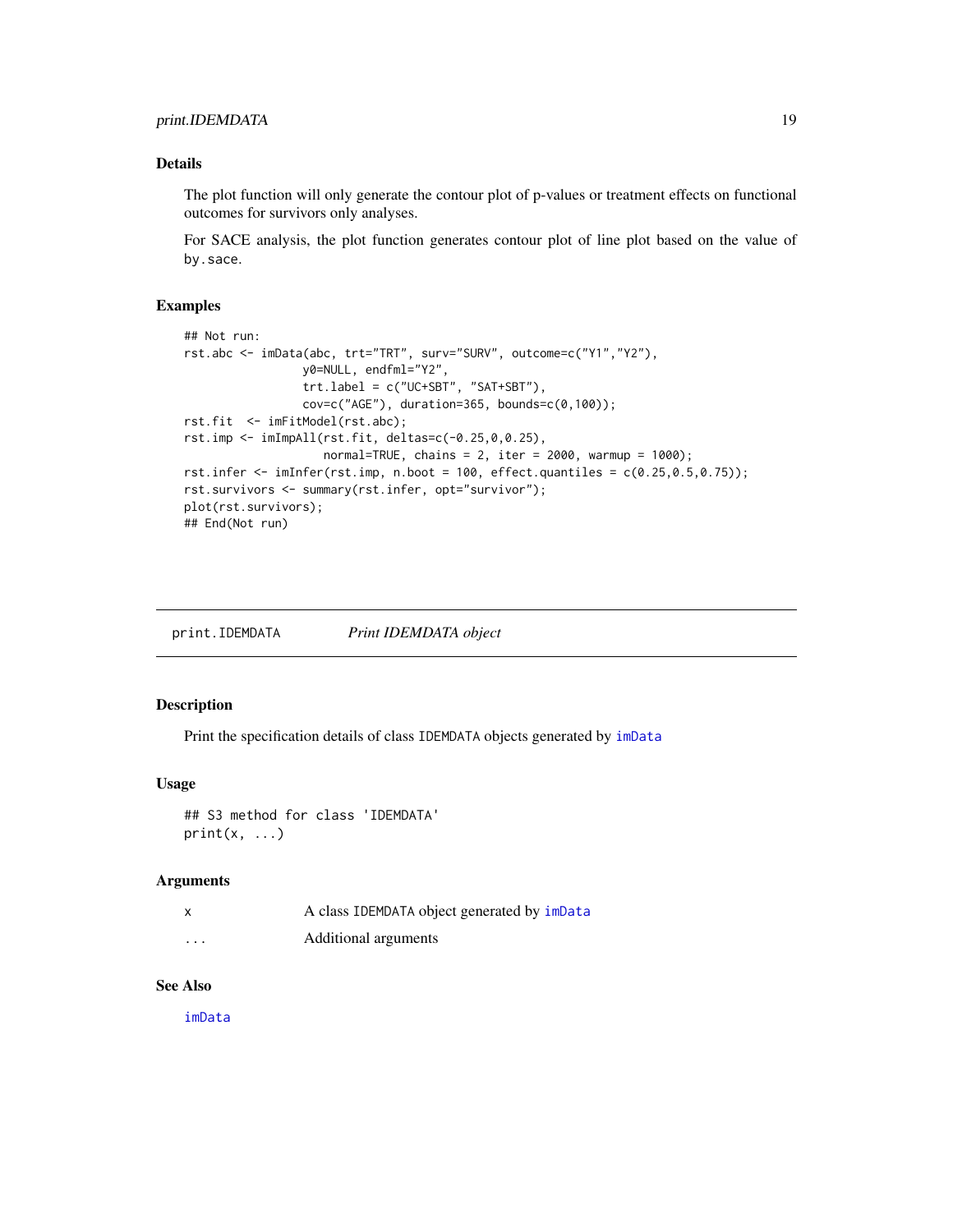## Details

The plot function will only generate the contour plot of p-values or treatment effects on functional outcomes for survivors only analyses.

For SACE analysis, the plot function generates contour plot of line plot based on the value of `by.sace`.

## Examples

```
## Not run:
rst.abc <- imData(abc, trt="TRT", surv="SURV", outcome=c("Y1","Y2"),
                  y0=NULL, endfml="Y2",
                  trt.label = c("UC+SBT", "SAT+SBT"),
                  cov=c("AGE"), duration=365, bounds=c(0,100));
rst.fit  <- imFitModel(rst.abc);
rst.imp <- imImpAll(rst.fit, deltas=c(-0.25,0,0.25),
                    normal=TRUE, chains = 2, iter = 2000, warmup = 1000);
rst.infer <- imInfer(rst.imp, n.boot = 100, effect.quantiles = c(0.25,0.5,0.75));
rst.survivors <- summary(rst.infer, opt="survivor");
plot(rst.survivors);
## End(Not run)
```

---

# print.IDEMDATA    *Print IDEMDATA object*

## Description

Print the specification details of class `IDEMDATA` objects generated by `imData`

## Usage

```
## S3 method for class 'IDEMDATA'
print(x, ...)
```

## Arguments

| | |
|---|---|
| x | A class `IDEMDATA` object generated by `imData` |
| ... | Additional arguments |

## See Also

`imData`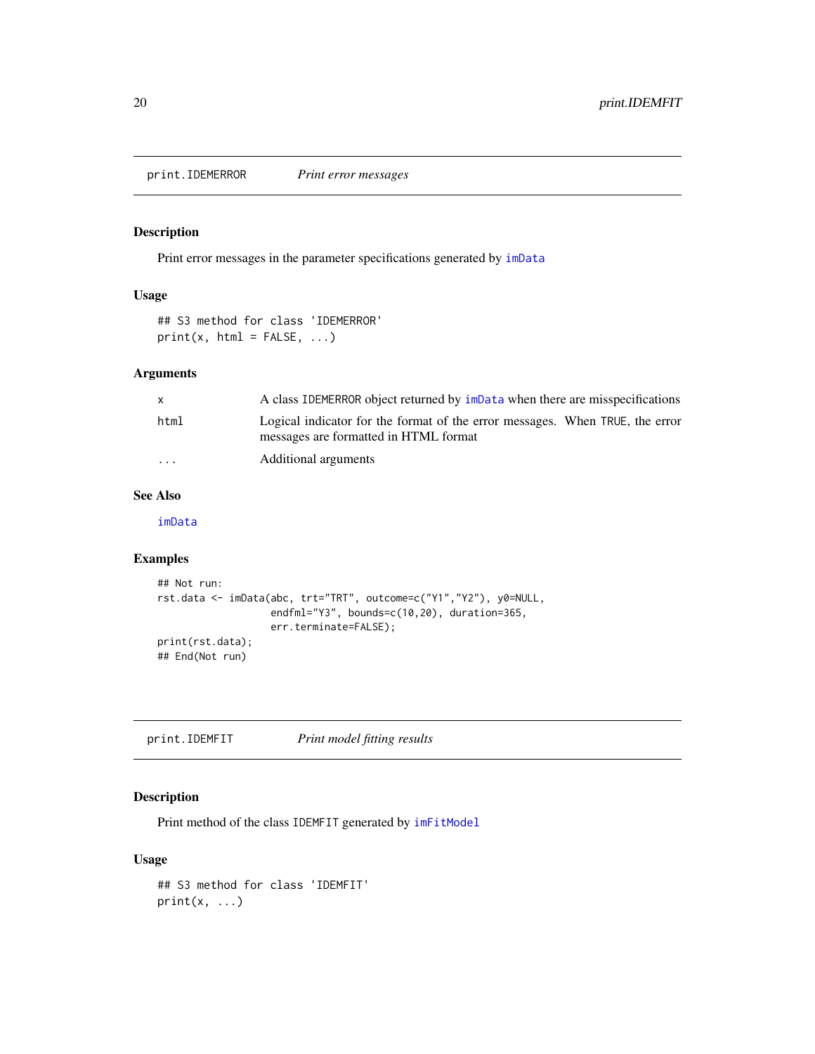## print.IDEMERROR — *Print error messages*

### Description

Print error messages in the parameter specifications generated by imData

### Usage

```
## S3 method for class 'IDEMERROR'
print(x, html = FALSE, ...)
```

### Arguments

| | |
|---|---|
| x | A class IDEMERROR object returned by imData when there are misspecifications |
| html | Logical indicator for the format of the error messages. When TRUE, the error messages are formatted in HTML format |
| ... | Additional arguments |

### See Also

imData

### Examples

```
## Not run:
rst.data <- imData(abc, trt="TRT", outcome=c("Y1","Y2"), y0=NULL,
                   endfml="Y3", bounds=c(10,20), duration=365,
                   err.terminate=FALSE);
print(rst.data);
## End(Not run)
```

## print.IDEMFIT — *Print model fitting results*

### Description

Print method of the class IDEMFIT generated by imFitModel

### Usage

```
## S3 method for class 'IDEMFIT'
print(x, ...)
```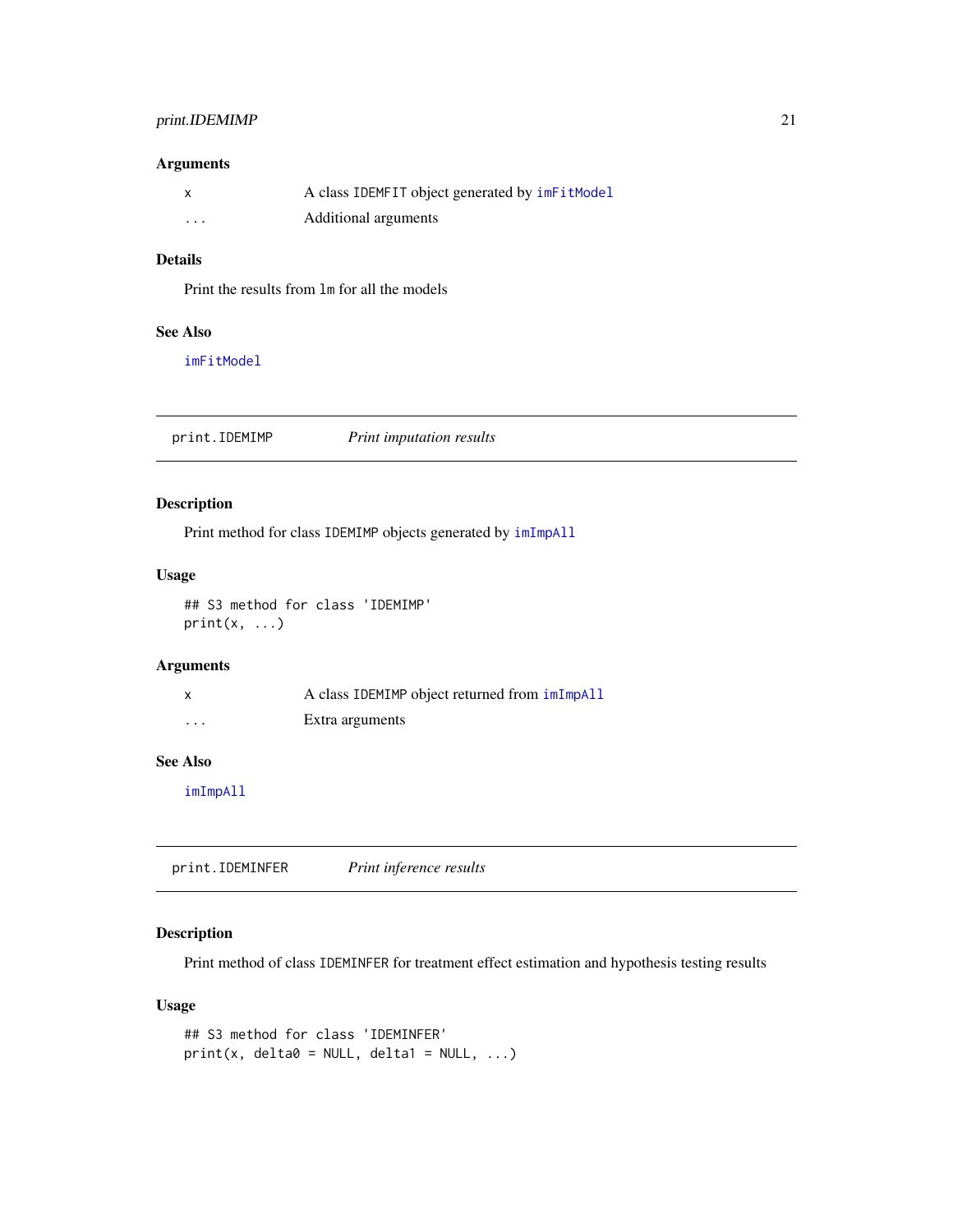### Arguments

| | |
|---|---|
| x | A class IDEMFIT object generated by imFitModel |
| ... | Additional arguments |

### Details

Print the results from lm for all the models

### See Also

imFitModel

---

## print.IDEMIMP — *Print imputation results*

---

### Description

Print method for class IDEMIMP objects generated by imImpAll

### Usage

```
## S3 method for class 'IDEMIMP'
print(x, ...)
```

### Arguments

| | |
|---|---|
| x | A class IDEMIMP object returned from imImpAll |
| ... | Extra arguments |

### See Also

imImpAll

---

## print.IDEMINFER — *Print inference results*

---

### Description

Print method of class IDEMINFER for treatment effect estimation and hypothesis testing results

### Usage

```
## S3 method for class 'IDEMINFER'
print(x, delta0 = NULL, delta1 = NULL, ...)
```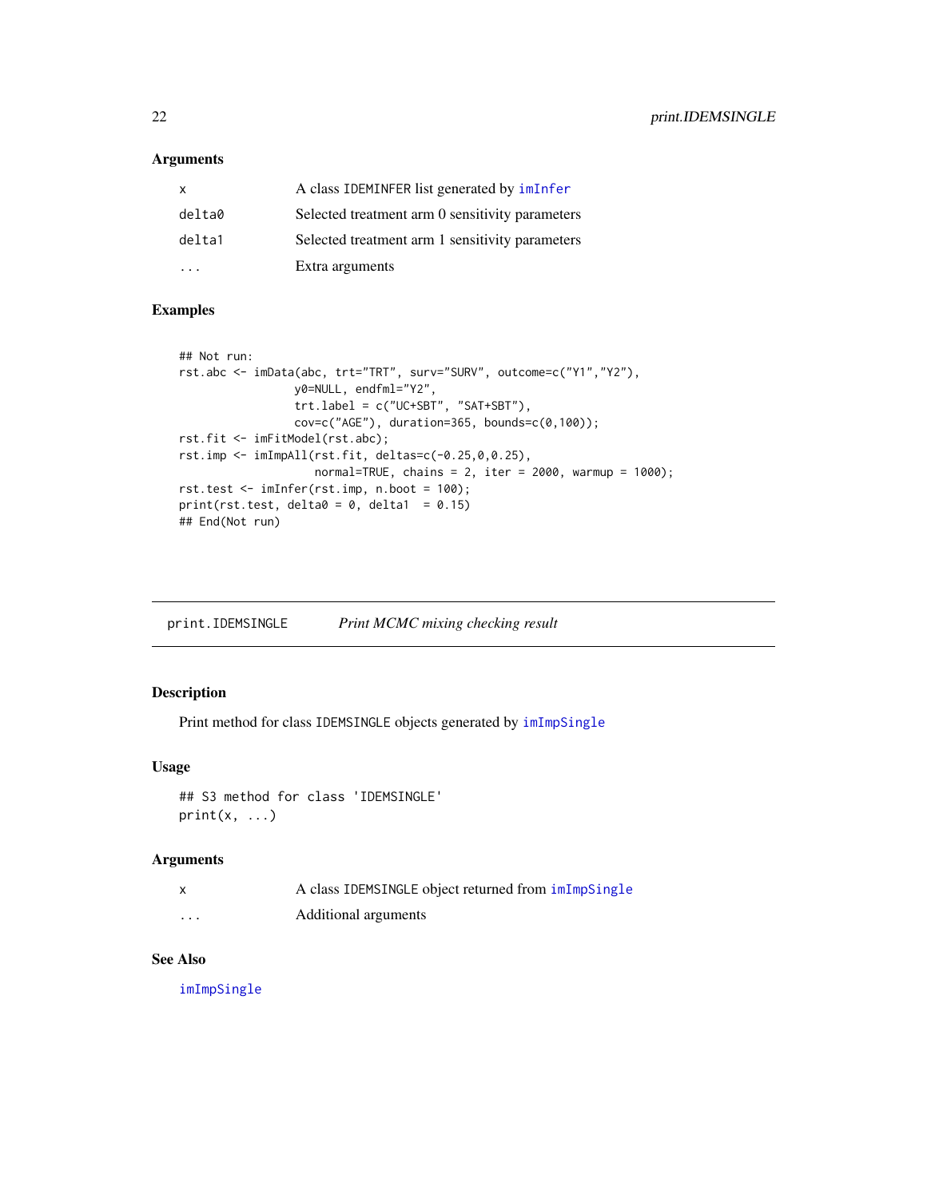### Arguments

| | |
|---|---|
| x | A class IDEMINFER list generated by imInfer |
| delta0 | Selected treatment arm 0 sensitivity parameters |
| delta1 | Selected treatment arm 1 sensitivity parameters |
| ... | Extra arguments |

### Examples

```
## Not run:
rst.abc <- imData(abc, trt="TRT", surv="SURV", outcome=c("Y1","Y2"),
                 y0=NULL, endfml="Y2",
                 trt.label = c("UC+SBT", "SAT+SBT"),
                 cov=c("AGE"), duration=365, bounds=c(0,100));
rst.fit <- imFitModel(rst.abc);
rst.imp <- imImpAll(rst.fit, deltas=c(-0.25,0,0.25),
                    normal=TRUE, chains = 2, iter = 2000, warmup = 1000);
rst.test <- imInfer(rst.imp, n.boot = 100);
print(rst.test, delta0 = 0, delta1  = 0.15)
## End(Not run)
```

## print.IDEMSINGLE *Print MCMC mixing checking result*

### Description

Print method for class IDEMSINGLE objects generated by imImpSingle

### Usage

```
## S3 method for class 'IDEMSINGLE'
print(x, ...)
```

### Arguments

| | |
|---|---|
| x | A class IDEMSINGLE object returned from imImpSingle |
| ... | Additional arguments |

### See Also

imImpSingle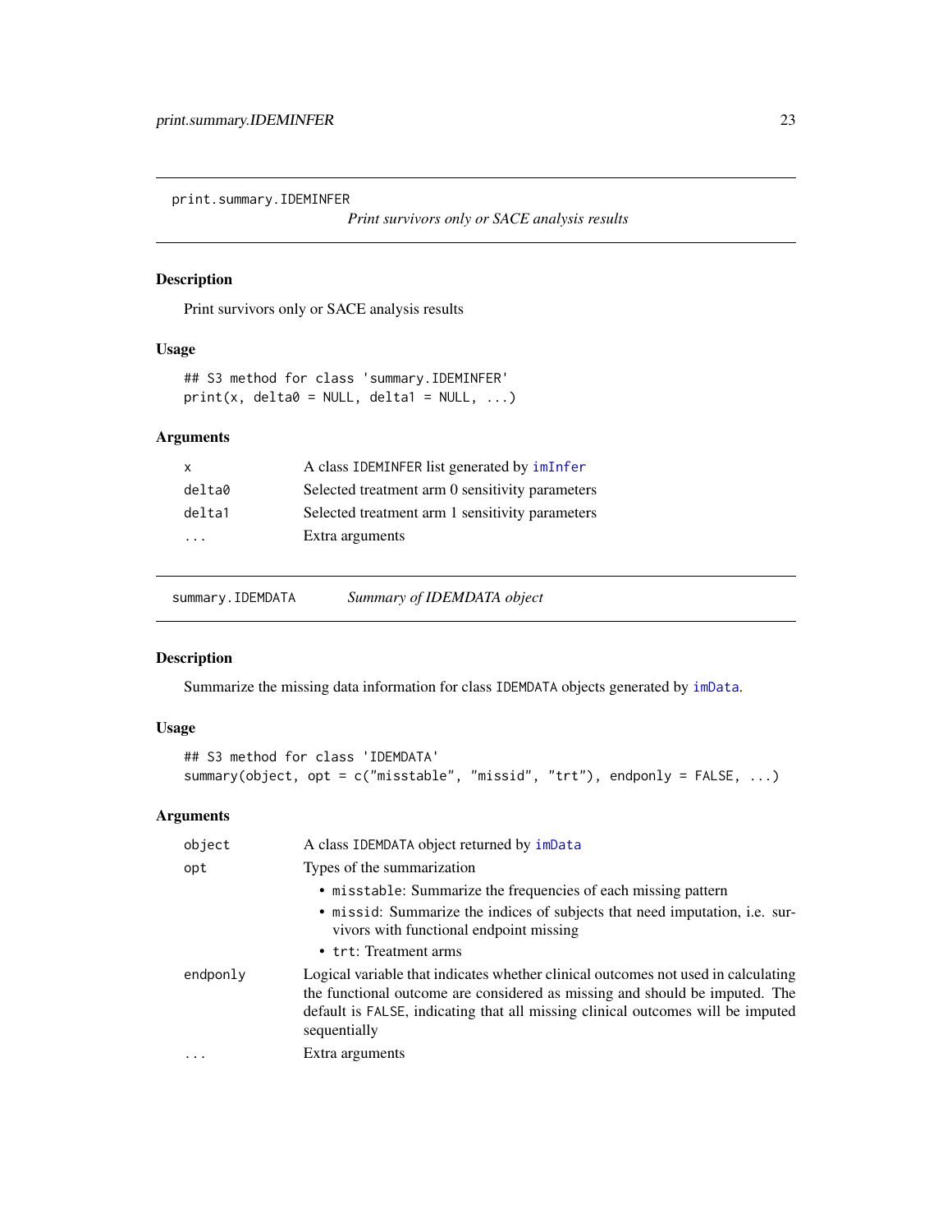## print.summary.IDEMINFER

*Print survivors only or SACE analysis results*

### Description

Print survivors only or SACE analysis results

### Usage

```
## S3 method for class 'summary.IDEMINFER'
print(x, delta0 = NULL, delta1 = NULL, ...)
```

### Arguments

| | |
|---|---|
| `x` | A class IDEMINFER list generated by `imInfer` |
| `delta0` | Selected treatment arm 0 sensitivity parameters |
| `delta1` | Selected treatment arm 1 sensitivity parameters |
| `...` | Extra arguments |

## summary.IDEMDATA

*Summary of IDEMDATA object*

### Description

Summarize the missing data information for class IDEMDATA objects generated by `imData`.

### Usage

```
## S3 method for class 'IDEMDATA'
summary(object, opt = c("misstable", "missid", "trt"), endponly = FALSE, ...)
```

### Arguments

| | |
|---|---|
| `object` | A class IDEMDATA object returned by `imData` |
| `opt` | Types of the summarization<br>• `misstable`: Summarize the frequencies of each missing pattern<br>• `missid`: Summarize the indices of subjects that need imputation, i.e. survivors with functional endpoint missing<br>• `trt`: Treatment arms |
| `endponly` | Logical variable that indicates whether clinical outcomes not used in calculating the functional outcome are considered as missing and should be imputed. The default is `FALSE`, indicating that all missing clinical outcomes will be imputed sequentially |
| `...` | Extra arguments |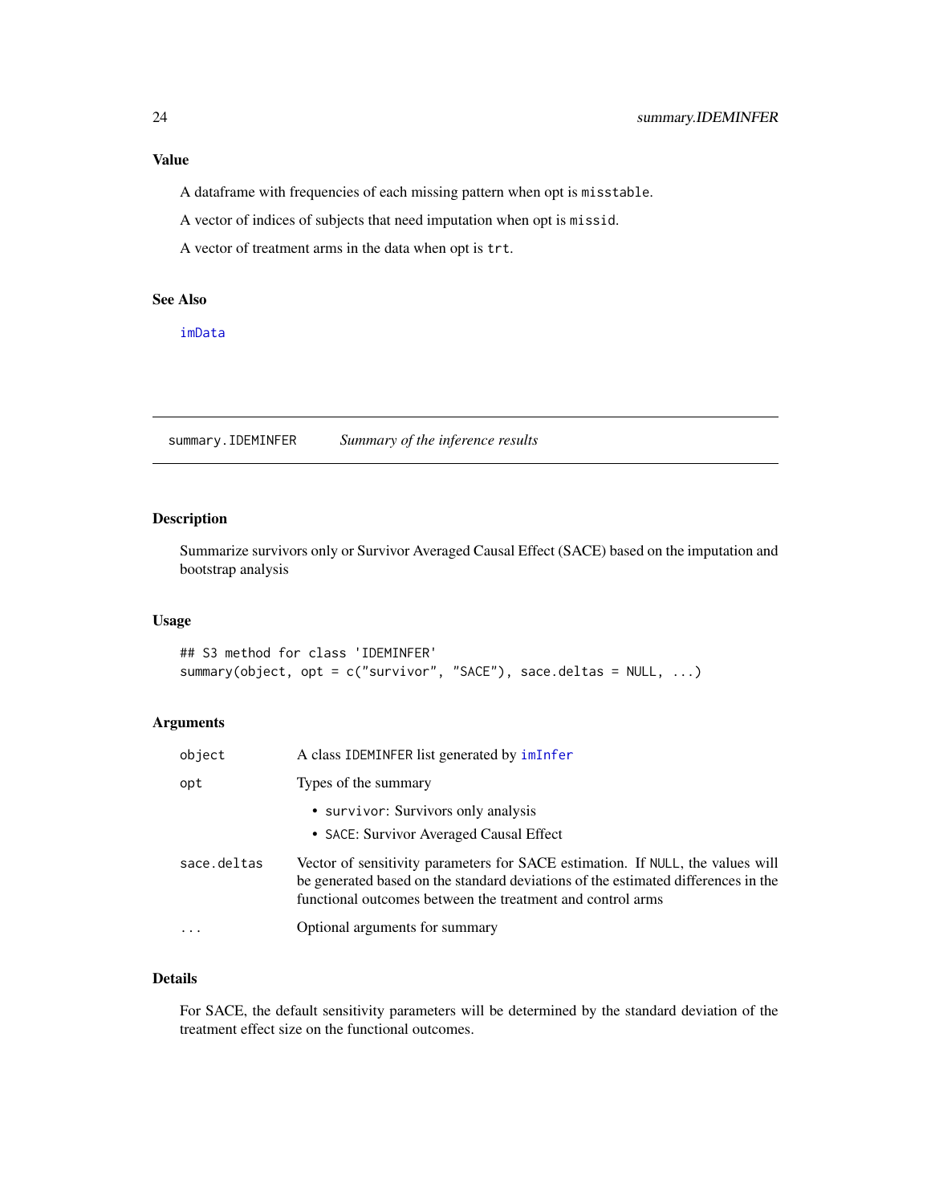### Value

A dataframe with frequencies of each missing pattern when opt is `misstable`.

A vector of indices of subjects that need imputation when opt is `missid`.

A vector of treatment arms in the data when opt is `trt`.

### See Also

`imData`

---

## `summary.IDEMINFER` *Summary of the inference results*

---

### Description

Summarize survivors only or Survivor Averaged Causal Effect (SACE) based on the imputation and bootstrap analysis

### Usage

```
## S3 method for class 'IDEMINFER'
summary(object, opt = c("survivor", "SACE"), sace.deltas = NULL, ...)
```

### Arguments

| | |
|---|---|
| `object` | A class `IDEMINFER` list generated by `imInfer` |
| `opt` | Types of the summary<br>• `survivor`: Survivors only analysis<br>• `SACE`: Survivor Averaged Causal Effect |
| `sace.deltas` | Vector of sensitivity parameters for SACE estimation. If `NULL`, the values will be generated based on the standard deviations of the estimated differences in the functional outcomes between the treatment and control arms |
| `...` | Optional arguments for summary |

### Details

For SACE, the default sensitivity parameters will be determined by the standard deviation of the treatment effect size on the functional outcomes.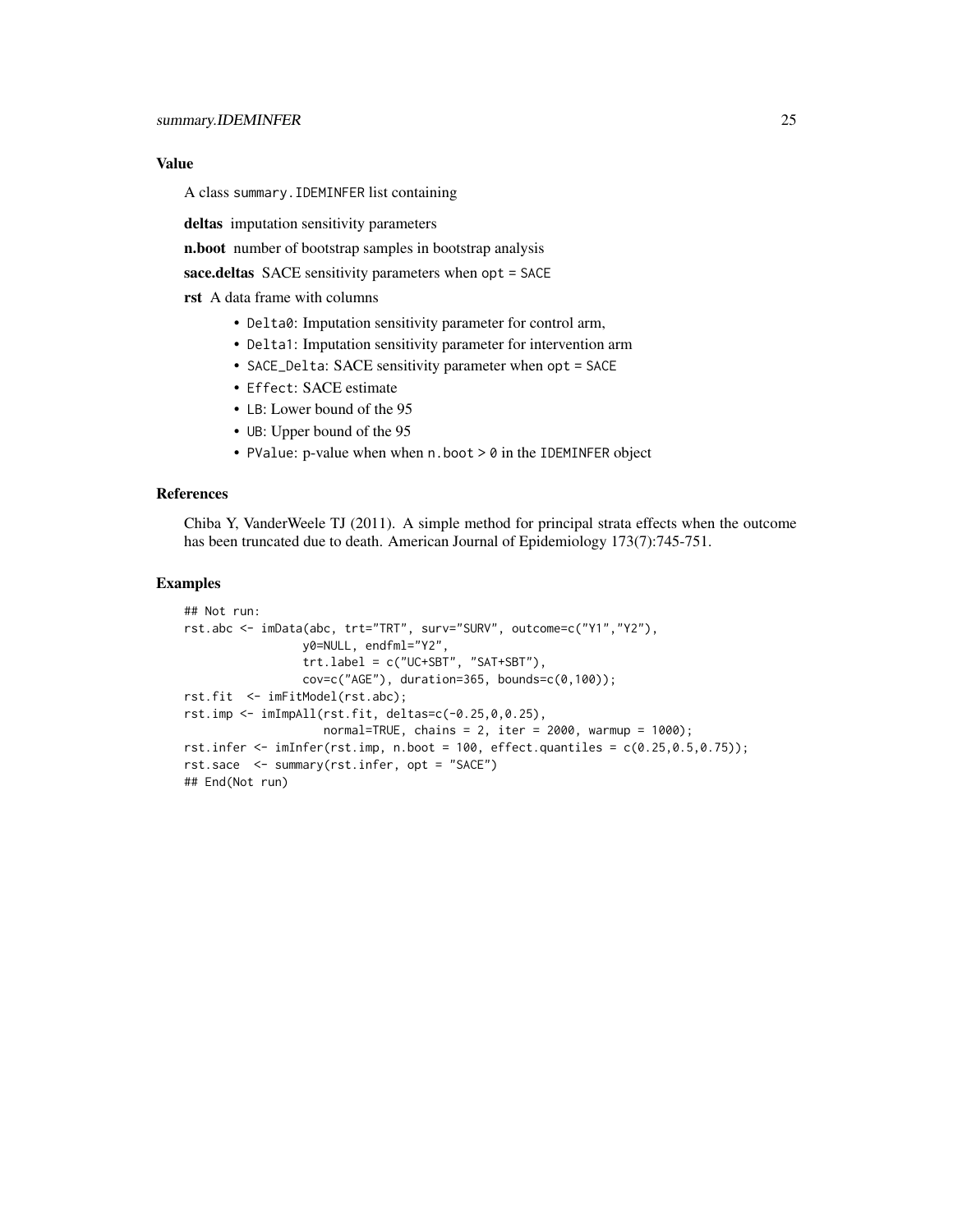## Value

A class `summary.IDEMINFER` list containing

**deltas** imputation sensitivity parameters

**n.boot** number of bootstrap samples in bootstrap analysis

**sace.deltas** SACE sensitivity parameters when `opt = SACE`

**rst** A data frame with columns

- `Delta0`: Imputation sensitivity parameter for control arm,
- `Delta1`: Imputation sensitivity parameter for intervention arm
- `SACE_Delta`: SACE sensitivity parameter when `opt = SACE`
- `Effect`: SACE estimate
- `LB`: Lower bound of the 95
- `UB`: Upper bound of the 95
- `PValue`: p-value when when `n.boot > 0` in the `IDEMINFER` object

## References

Chiba Y, VanderWeele TJ (2011). A simple method for principal strata effects when the outcome has been truncated due to death. American Journal of Epidemiology 173(7):745-751.

## Examples

```
## Not run:
rst.abc <- imData(abc, trt="TRT", surv="SURV", outcome=c("Y1","Y2"),
                 y0=NULL, endfml="Y2",
                 trt.label = c("UC+SBT", "SAT+SBT"),
                 cov=c("AGE"), duration=365, bounds=c(0,100));
rst.fit  <- imFitModel(rst.abc);
rst.imp <- imImpAll(rst.fit, deltas=c(-0.25,0,0.25),
                    normal=TRUE, chains = 2, iter = 2000, warmup = 1000);
rst.infer <- imInfer(rst.imp, n.boot = 100, effect.quantiles = c(0.25,0.5,0.75));
rst.sace  <- summary(rst.infer, opt = "SACE")
## End(Not run)
```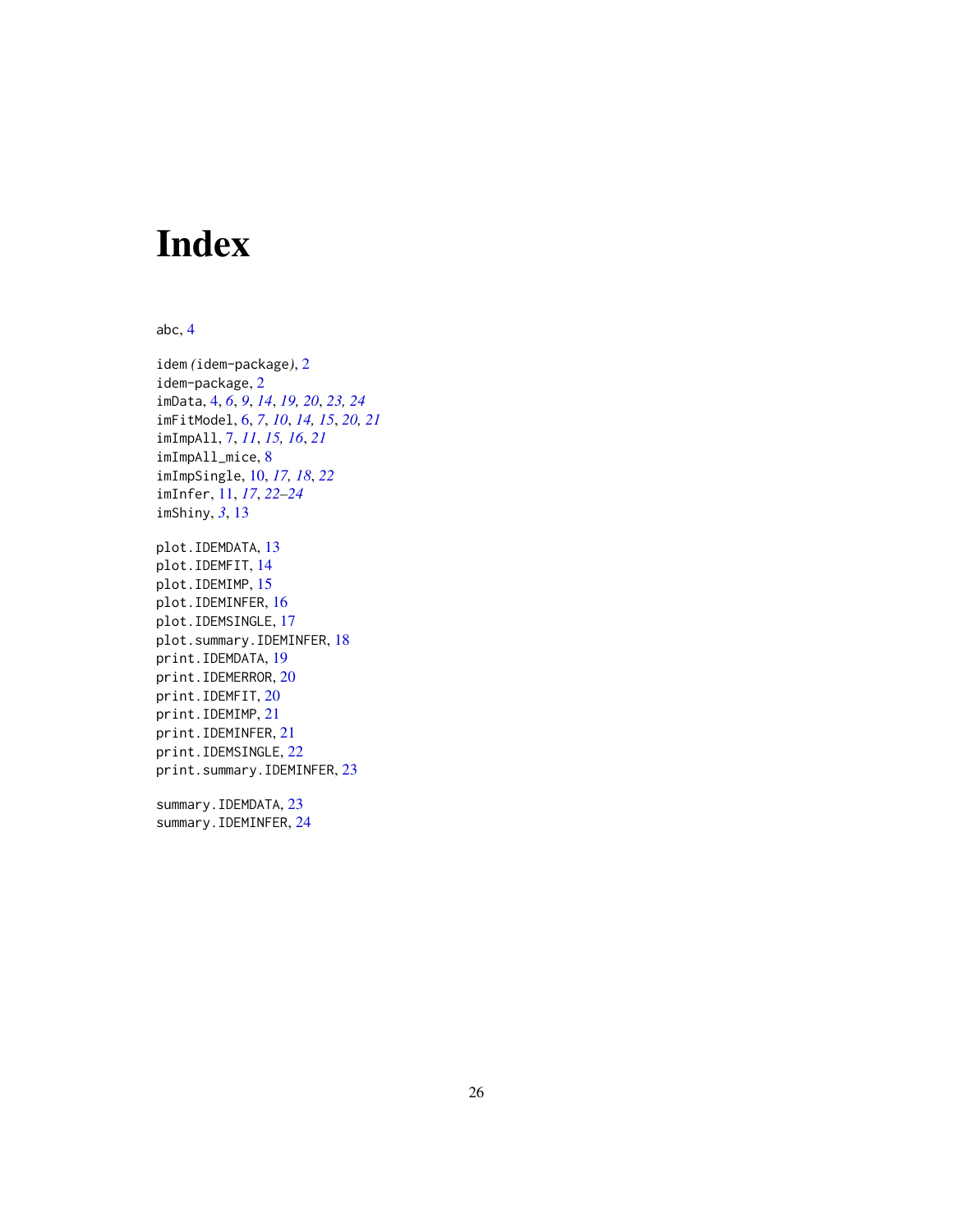# Index

abc, 4

idem (idem-package), 2
idem-package, 2
imData, 4, *6*, *9*, *14*, *19, 20*, *23, 24*
imFitModel, 6, *7*, *10*, *14, 15*, *20, 21*
imImpAll, 7, *11*, *15, 16*, *21*
imImpAll_mice, 8
imImpSingle, 10, *17, 18*, *22*
imInfer, 11, *17*, *22–24*
imShiny, *3*, 13

plot.IDEMDATA, 13
plot.IDEMFIT, 14
plot.IDEMIMP, 15
plot.IDEMINFER, 16
plot.IDEMSINGLE, 17
plot.summary.IDEMINFER, 18
print.IDEMDATA, 19
print.IDEMERROR, 20
print.IDEMFIT, 20
print.IDEMIMP, 21
print.IDEMINFER, 21
print.IDEMSINGLE, 22
print.summary.IDEMINFER, 23

summary.IDEMDATA, 23
summary.IDEMINFER, 24